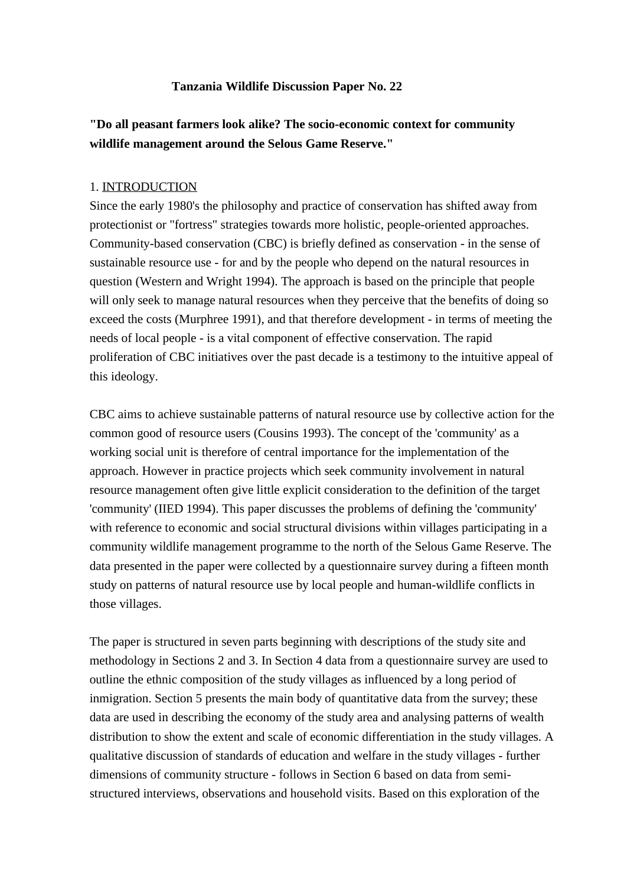**Tanzania Wildlife Discussion Paper No. 22**

# "Do all peasant farmers look alike? The socio-economic context for community wildlife management around the Selous Game Reserve."

## 1. INTRODUCTION

Since the early 1980's the philosophy and practice of conservation has shifted away from protectionist or "fortress" strategies towards more holistic, people-oriented approaches. Community-based conservation (CBC) is briefly defined as conservation - in the sense of sustainable resource use - for and by the people who depend on the natural resources in question (Western and Wright 1994). The approach is based on the principle that people will only seek to manage natural resources when they perceive that the benefits of doing so exceed the costs (Murphree 1991), and that therefore development - in terms of meeting the needs of local people - is a vital component of effective conservation. The rapid proliferation of CBC initiatives over the past decade is a testimony to the intuitive appeal of this ideology.

CBC aims to achieve sustainable patterns of natural resource use by collective action for the common good of resource users (Cousins 1993). The concept of the 'community' as a working social unit is therefore of central importance for the implementation of the approach. However in practice projects which seek community involvement in natural resource management often give little explicit consideration to the definition of the target 'community' (IIED 1994). This paper discusses the problems of defining the 'community' with reference to economic and social structural divisions within villages participating in a community wildlife management programme to the north of the Selous Game Reserve. The data presented in the paper were collected by a questionnaire survey during a fifteen month study on patterns of natural resource use by local people and human-wildlife conflicts in those villages.

The paper is structured in seven parts beginning with descriptions of the study site and methodology in Sections 2 and 3. In Section 4 data from a questionnaire survey are used to outline the ethnic composition of the study villages as influenced by a long period of inmigration. Section 5 presents the main body of quantitative data from the survey; these data are used in describing the economy of the study area and analysing patterns of wealth distribution to show the extent and scale of economic differentiation in the study villages. A qualitative discussion of standards of education and welfare in the study villages - further dimensions of community structure - follows in Section 6 based on data from semi-structured interviews, observations and household visits. Based on this exploration of the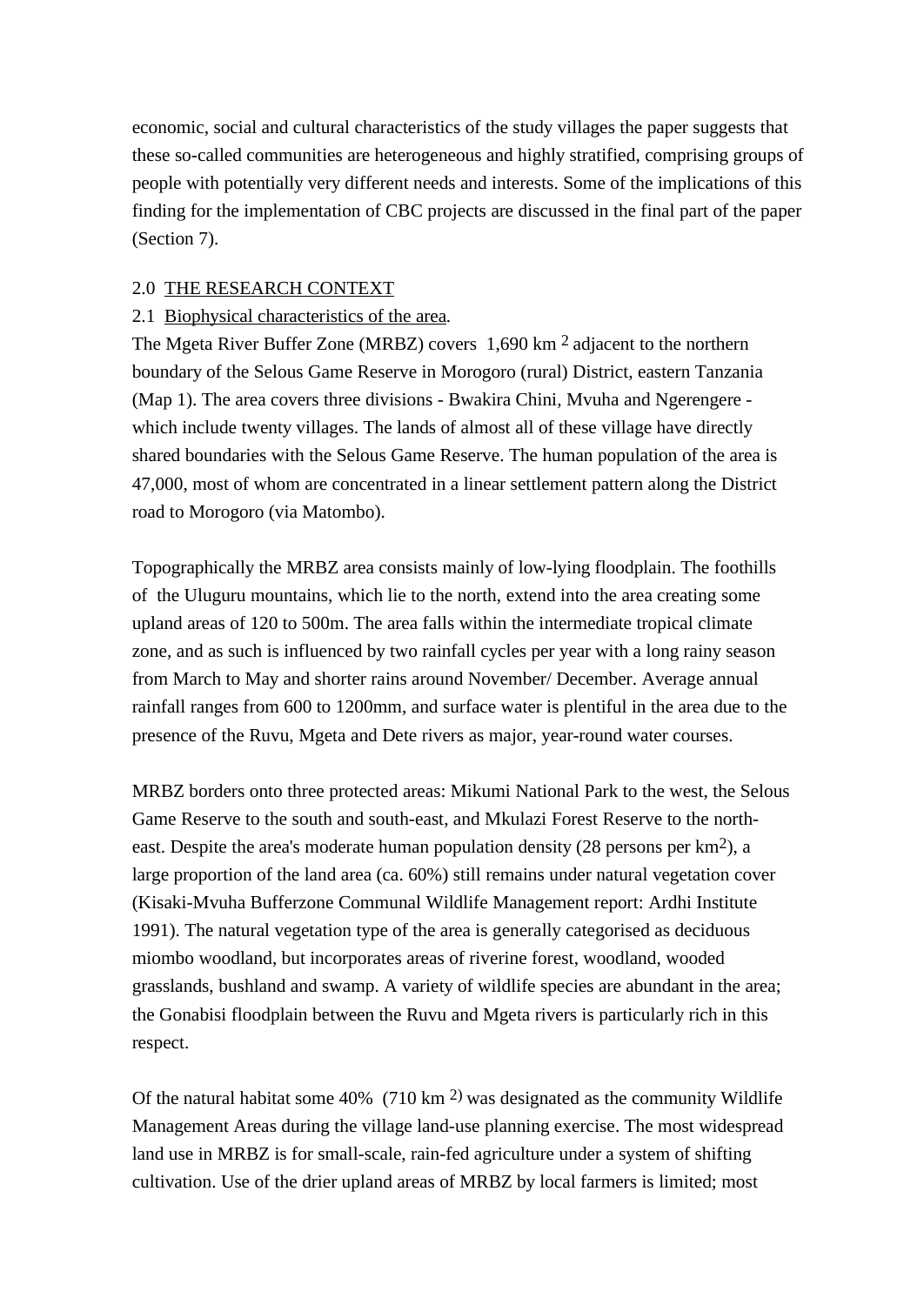economic, social and cultural characteristics of the study villages the paper suggests that these so-called communities are heterogeneous and highly stratified, comprising groups of people with potentially very different needs and interests. Some of the implications of this finding for the implementation of CBC projects are discussed in the final part of the paper (Section 7).

## 2.0 THE RESEARCH CONTEXT

### 2.1 Biophysical characteristics of the area.

The Mgeta River Buffer Zone (MRBZ) covers 1,690 $km^2$ adjacent to the northern boundary of the Selous Game Reserve in Morogoro (rural) District, eastern Tanzania (Map 1). The area covers three divisions - Bwakira Chini, Mvuha and Ngerengere - which include twenty villages. The lands of almost all of these village have directly shared boundaries with the Selous Game Reserve. The human population of the area is 47,000, most of whom are concentrated in a linear settlement pattern along the District road to Morogoro (via Matombo).

Topographically the MRBZ area consists mainly of low-lying floodplain. The foothills of the Uluguru mountains, which lie to the north, extend into the area creating some upland areas of 120 to 500m. The area falls within the intermediate tropical climate zone, and as such is influenced by two rainfall cycles per year with a long rainy season from March to May and shorter rains around November/ December. Average annual rainfall ranges from 600 to 1200mm, and surface water is plentiful in the area due to the presence of the Ruvu, Mgeta and Dete rivers as major, year-round water courses.

MRBZ borders onto three protected areas: Mikumi National Park to the west, the Selous Game Reserve to the south and south-east, and Mkulazi Forest Reserve to the north-east. Despite the area's moderate human population density (28 persons per $km^2$), a large proportion of the land area (ca. 60%) still remains under natural vegetation cover (Kisaki-Mvuha Bufferzone Communal Wildlife Management report: Ardhi Institute 1991). The natural vegetation type of the area is generally categorised as deciduous miombo woodland, but incorporates areas of riverine forest, woodland, wooded grasslands, bushland and swamp. A variety of wildlife species are abundant in the area; the Gonabisi floodplain between the Ruvu and Mgeta rivers is particularly rich in this respect.

Of the natural habitat some 40% (710 $km^2$) was designated as the community Wildlife Management Areas during the village land-use planning exercise. The most widespread land use in MRBZ is for small-scale, rain-fed agriculture under a system of shifting cultivation. Use of the drier upland areas of MRBZ by local farmers is limited; most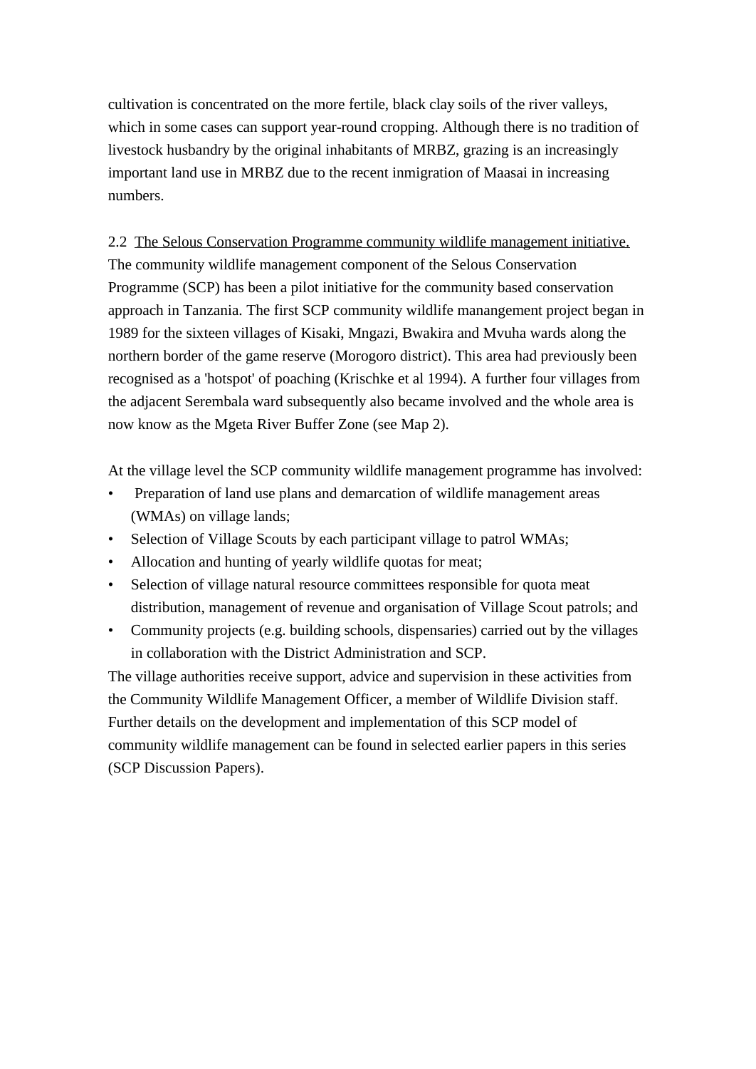cultivation is concentrated on the more fertile, black clay soils of the river valleys, which in some cases can support year-round cropping. Although there is no tradition of livestock husbandry by the original inhabitants of MRBZ, grazing is an increasingly important land use in MRBZ due to the recent inmigration of Maasai in increasing numbers.

2.2 <u>The Selous Conservation Programme community wildlife management initiative.</u>
The community wildlife management component of the Selous Conservation Programme (SCP) has been a pilot initiative for the community based conservation approach in Tanzania. The first SCP community wildlife manangement project began in 1989 for the sixteen villages of Kisaki, Mngazi, Bwakira and Mvuha wards along the northern border of the game reserve (Morogoro district). This area had previously been recognised as a 'hotspot' of poaching (Krischke et al 1994). A further four villages from the adjacent Serembala ward subsequently also became involved and the whole area is now know as the Mgeta River Buffer Zone (see Map 2).

At the village level the SCP community wildlife management programme has involved:

- Preparation of land use plans and demarcation of wildlife management areas (WMAs) on village lands;
- Selection of Village Scouts by each participant village to patrol WMAs;
- Allocation and hunting of yearly wildlife quotas for meat;
- Selection of village natural resource committees responsible for quota meat distribution, management of revenue and organisation of Village Scout patrols; and
- Community projects (e.g. building schools, dispensaries) carried out by the villages in collaboration with the District Administration and SCP.

The village authorities receive support, advice and supervision in these activities from the Community Wildlife Management Officer, a member of Wildlife Division staff. Further details on the development and implementation of this SCP model of community wildlife management can be found in selected earlier papers in this series (SCP Discussion Papers).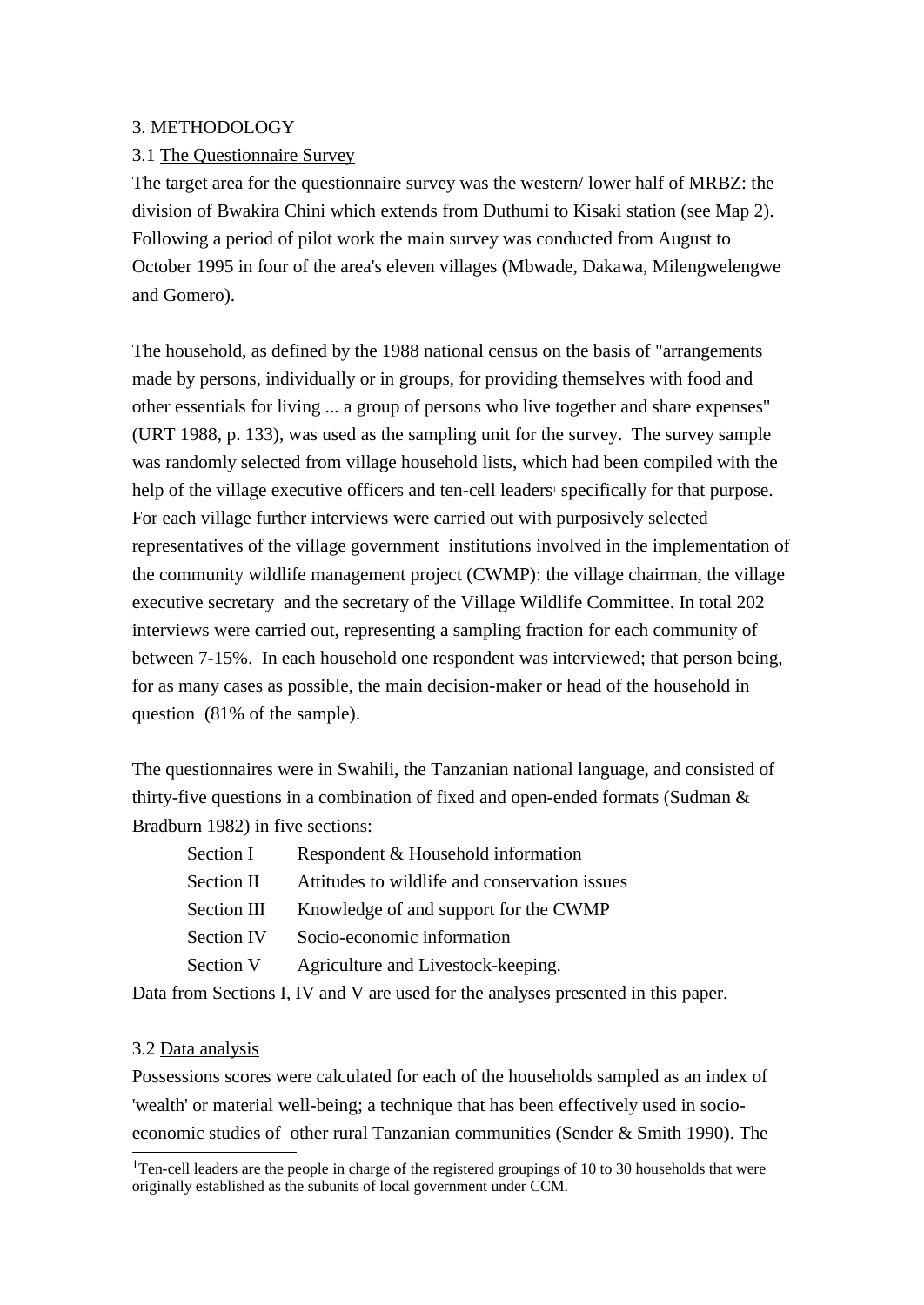## 3. METHODOLOGY

### 3.1 The Questionnaire Survey

The target area for the questionnaire survey was the western/ lower half of MRBZ: the division of Bwakira Chini which extends from Duthumi to Kisaki station (see Map 2). Following a period of pilot work the main survey was conducted from August to October 1995 in four of the area's eleven villages (Mbwade, Dakawa, Milengwelengwe and Gomero).

The household, as defined by the 1988 national census on the basis of "arrangements made by persons, individually or in groups, for providing themselves with food and other essentials for living ... a group of persons who live together and share expenses" (URT 1988, p. 133), was used as the sampling unit for the survey. The survey sample was randomly selected from village household lists, which had been compiled with the help of the village executive officers and ten-cell leaders[1] specifically for that purpose. For each village further interviews were carried out with purposively selected representatives of the village government institutions involved in the implementation of the community wildlife management project (CWMP): the village chairman, the village executive secretary and the secretary of the Village Wildlife Committee. In total 202 interviews were carried out, representing a sampling fraction for each community of between 7-15%. In each household one respondent was interviewed; that person being, for as many cases as possible, the main decision-maker or head of the household in question (81% of the sample).

The questionnaires were in Swahili, the Tanzanian national language, and consisted of thirty-five questions in a combination of fixed and open-ended formats (Sudman & Bradburn 1982) in five sections:

- Section I — Respondent & Household information
- Section II — Attitudes to wildlife and conservation issues
- Section III — Knowledge of and support for the CWMP
- Section IV — Socio-economic information
- Section V — Agriculture and Livestock-keeping.

Data from Sections I, IV and V are used for the analyses presented in this paper.

### 3.2 Data analysis

Possessions scores were calculated for each of the households sampled as an index of 'wealth' or material well-being; a technique that has been effectively used in socio-economic studies of other rural Tanzanian communities (Sender & Smith 1990). The

[1] Ten-cell leaders are the people in charge of the registered groupings of 10 to 30 households that were originally established as the subunits of local government under CCM.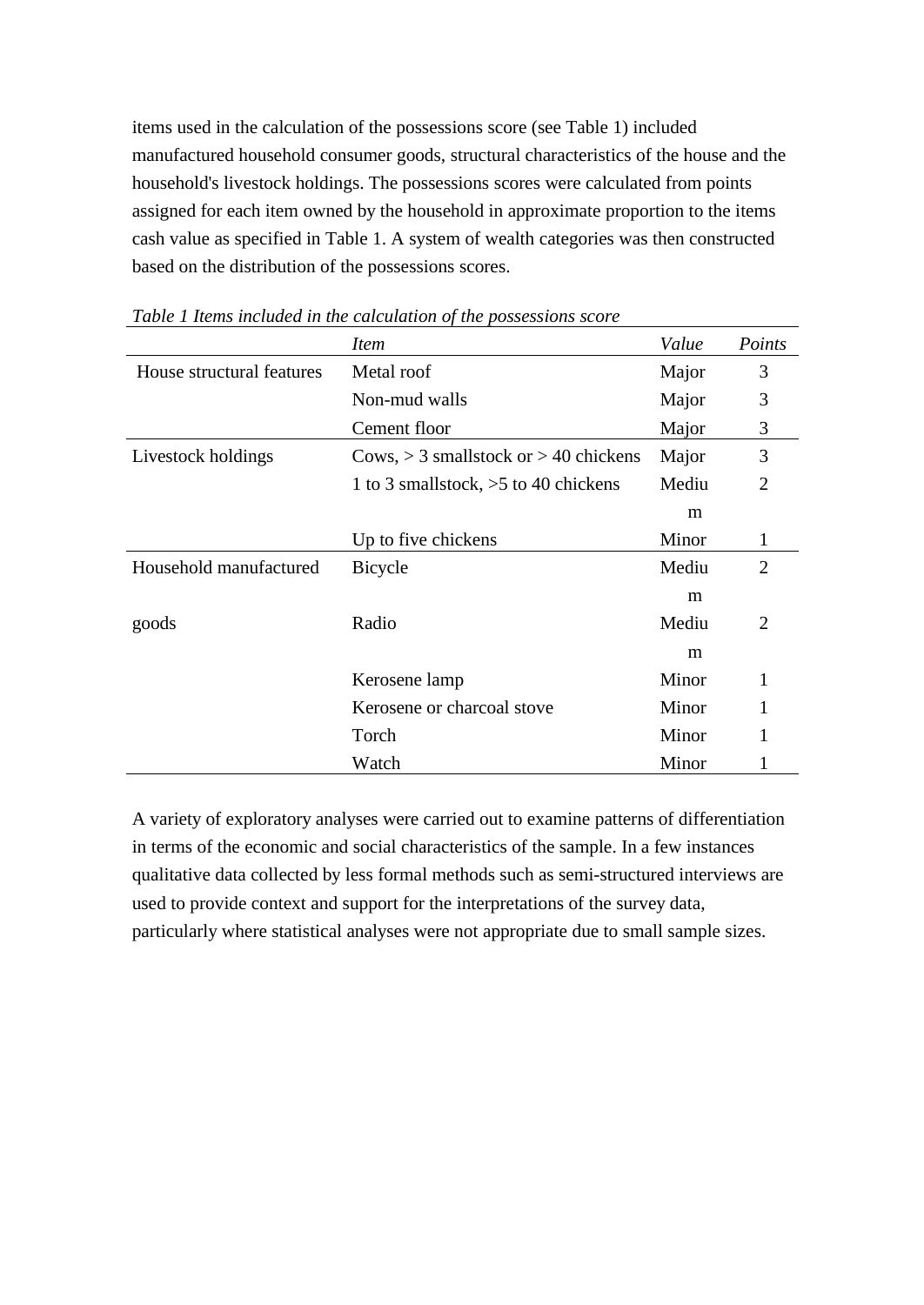items used in the calculation of the possessions score (see Table 1) included manufactured household consumer goods, structural characteristics of the house and the household's livestock holdings. The possessions scores were calculated from points assigned for each item owned by the household in approximate proportion to the items cash value as specified in Table 1. A system of wealth categories was then constructed based on the distribution of the possessions scores.

*Table 1 Items included in the calculation of the possessions score*

| | *Item* | *Value* | *Points* |
|---|---|---|---|
| House structural features | Metal roof | Major | 3 |
| | Non-mud walls | Major | 3 |
| | Cement floor | Major | 3 |
| Livestock holdings | Cows, > 3 smallstock or > 40 chickens | Major | 3 |
| | 1 to 3 smallstock, >5 to 40 chickens | Medium | 2 |
| | Up to five chickens | Minor | 1 |
| Household manufactured goods | Bicycle | Medium | 2 |
| | Radio | Medium | 2 |
| | Kerosene lamp | Minor | 1 |
| | Kerosene or charcoal stove | Minor | 1 |
| | Torch | Minor | 1 |
| | Watch | Minor | 1 |

A variety of exploratory analyses were carried out to examine patterns of differentiation in terms of the economic and social characteristics of the sample. In a few instances qualitative data collected by less formal methods such as semi-structured interviews are used to provide context and support for the interpretations of the survey data, particularly where statistical analyses were not appropriate due to small sample sizes.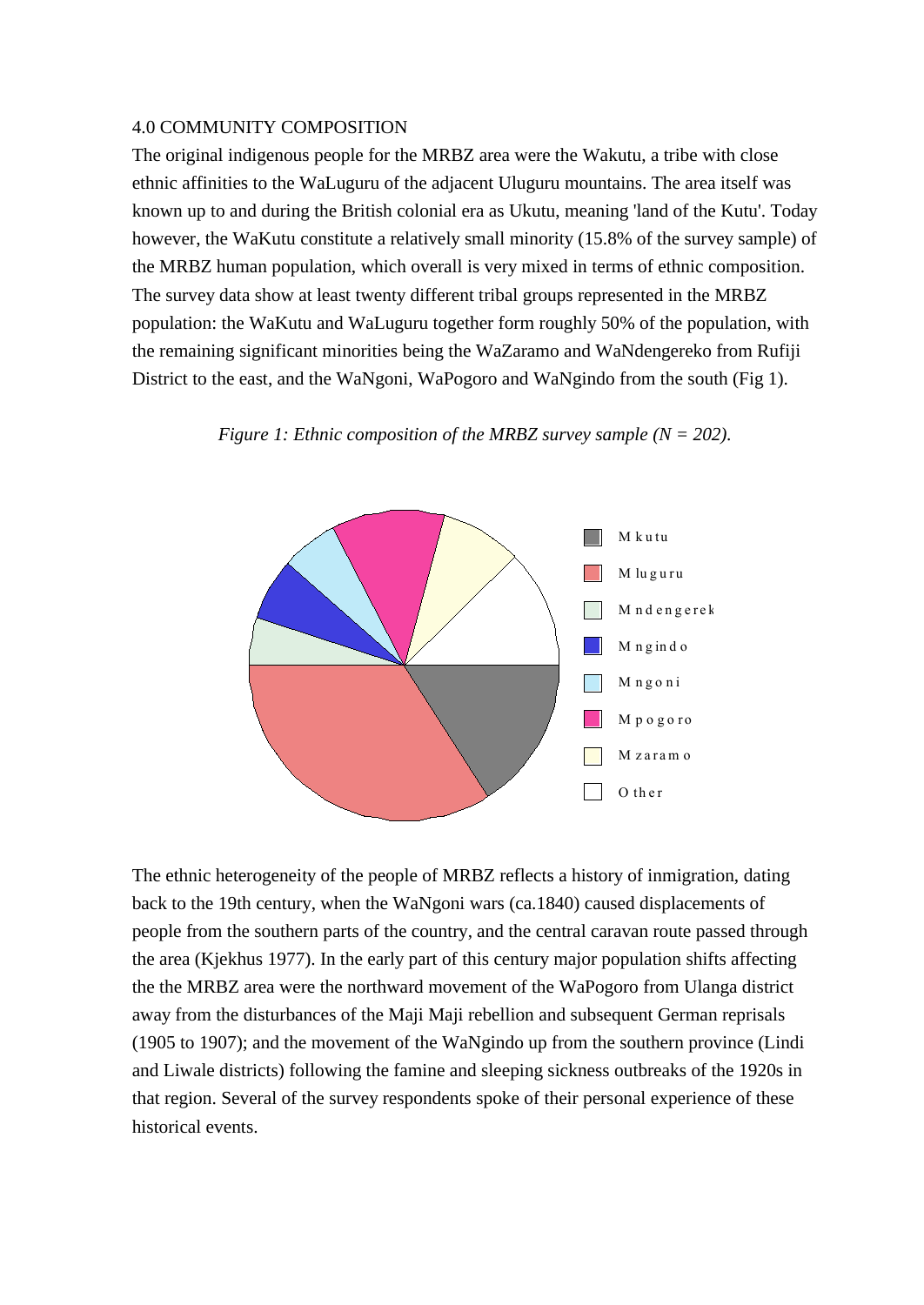## 4.0 COMMUNITY COMPOSITION

The original indigenous people for the MRBZ area were the Wakutu, a tribe with close ethnic affinities to the WaLuguru of the adjacent Uluguru mountains. The area itself was known up to and during the British colonial era as Ukutu, meaning 'land of the Kutu'. Today however, the WaKutu constitute a relatively small minority (15.8% of the survey sample) of the MRBZ human population, which overall is very mixed in terms of ethnic composition. The survey data show at least twenty different tribal groups represented in the MRBZ population: the WaKutu and WaLuguru together form roughly 50% of the population, with the remaining significant minorities being the WaZaramo and WaNdengereko from Rufiji District to the east, and the WaNgoni, WaPogoro and WaNgindo from the south (Fig 1).

*Figure 1: Ethnic composition of the MRBZ survey sample (N = 202).*

Mkutu
Mluguru
Mndengerek
Mngindo
Mngoni
Mpogoro
Mzaramo
Other

The ethnic heterogeneity of the people of MRBZ reflects a history of inmigration, dating back to the 19th century, when the WaNgoni wars (ca.1840) caused displacements of people from the southern parts of the country, and the central caravan route passed through the area (Kjekhus 1977). In the early part of this century major population shifts affecting the the MRBZ area were the northward movement of the WaPogoro from Ulanga district away from the disturbances of the Maji Maji rebellion and subsequent German reprisals (1905 to 1907); and the movement of the WaNgindo up from the southern province (Lindi and Liwale districts) following the famine and sleeping sickness outbreaks of the 1920s in that region. Several of the survey respondents spoke of their personal experience of these historical events.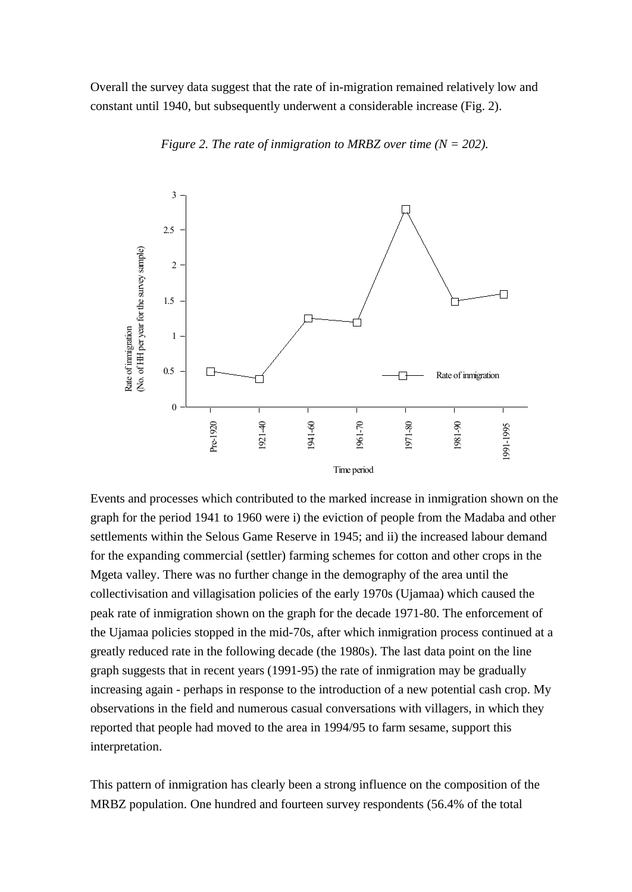Overall the survey data suggest that the rate of in-migration remained relatively low and constant until 1940, but subsequently underwent a considerable increase (Fig. 2).

*Figure 2. The rate of inmigration to MRBZ over time (N = 202).*

Events and processes which contributed to the marked increase in inmigration shown on the graph for the period 1941 to 1960 were i) the eviction of people from the Madaba and other settlements within the Selous Game Reserve in 1945; and ii) the increased labour demand for the expanding commercial (settler) farming schemes for cotton and other crops in the Mgeta valley. There was no further change in the demography of the area until the collectivisation and villagisation policies of the early 1970s (Ujamaa) which caused the peak rate of inmigration shown on the graph for the decade 1971-80. The enforcement of the Ujamaa policies stopped in the mid-70s, after which inmigration process continued at a greatly reduced rate in the following decade (the 1980s). The last data point on the line graph suggests that in recent years (1991-95) the rate of inmigration may be gradually increasing again - perhaps in response to the introduction of a new potential cash crop. My observations in the field and numerous casual conversations with villagers, in which they reported that people had moved to the area in 1994/95 to farm sesame, support this interpretation.

This pattern of inmigration has clearly been a strong influence on the composition of the MRBZ population. One hundred and fourteen survey respondents (56.4% of the total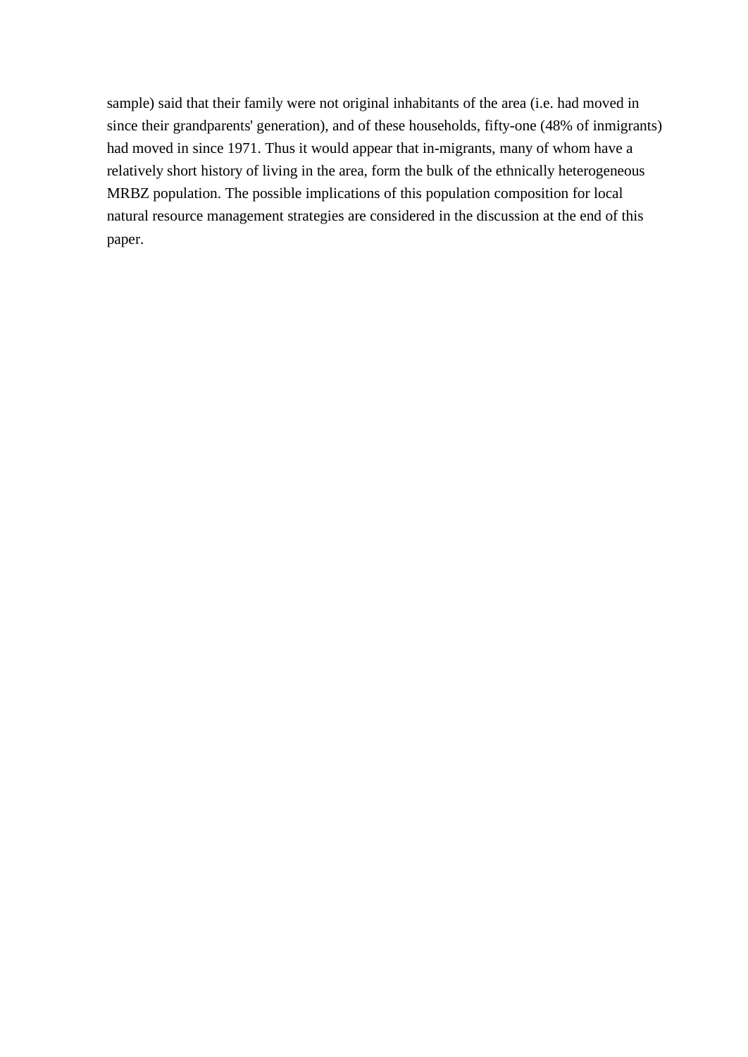sample) said that their family were not original inhabitants of the area (i.e. had moved in since their grandparents' generation), and of these households, fifty-one (48% of inmigrants) had moved in since 1971. Thus it would appear that in-migrants, many of whom have a relatively short history of living in the area, form the bulk of the ethnically heterogeneous MRBZ population. The possible implications of this population composition for local natural resource management strategies are considered in the discussion at the end of this paper.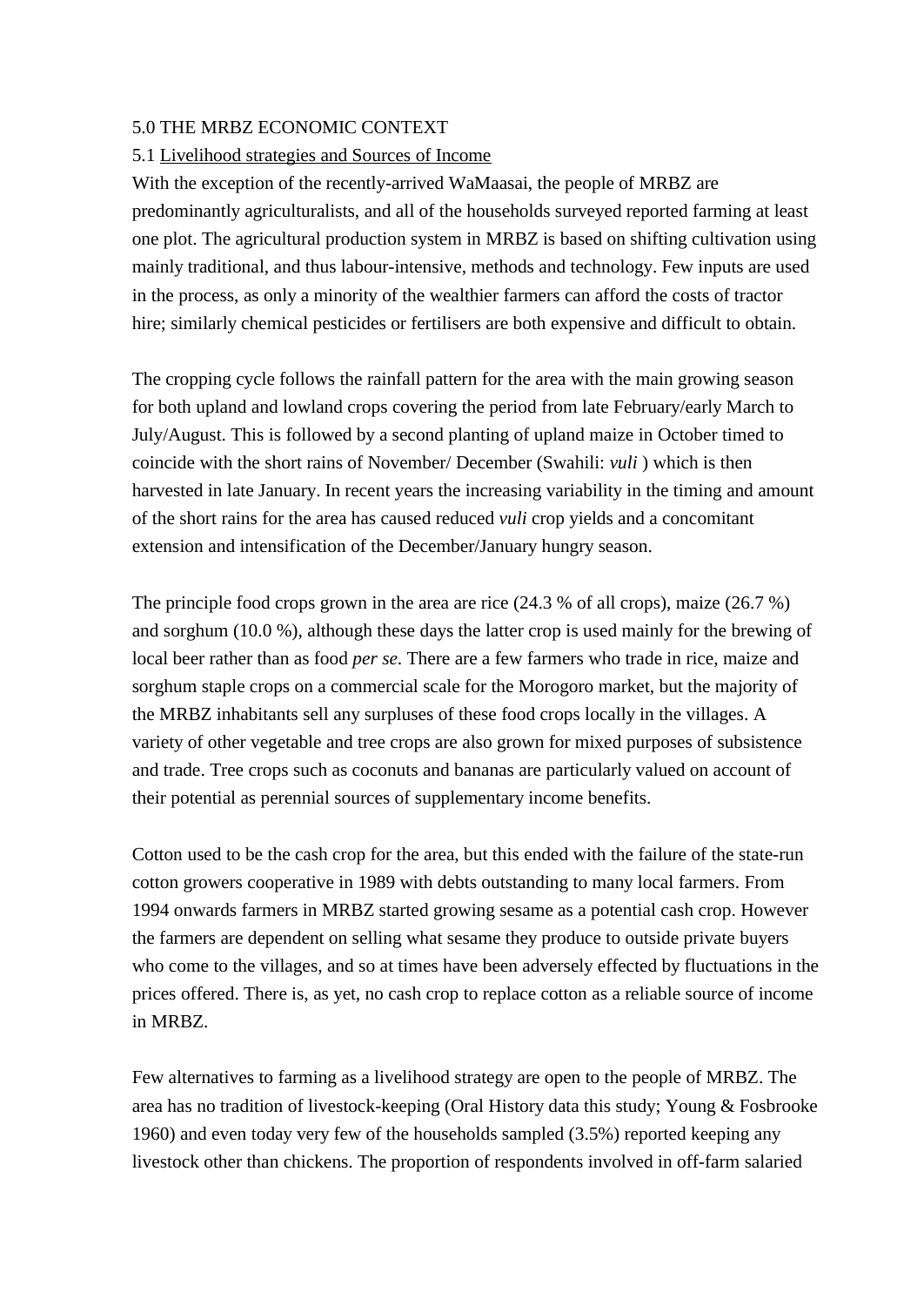## 5.0 THE MRBZ ECONOMIC CONTEXT

### 5.1 Livelihood strategies and Sources of Income

With the exception of the recently-arrived WaMaasai, the people of MRBZ are predominantly agriculturalists, and all of the households surveyed reported farming at least one plot. The agricultural production system in MRBZ is based on shifting cultivation using mainly traditional, and thus labour-intensive, methods and technology. Few inputs are used in the process, as only a minority of the wealthier farmers can afford the costs of tractor hire; similarly chemical pesticides or fertilisers are both expensive and difficult to obtain.

The cropping cycle follows the rainfall pattern for the area with the main growing season for both upland and lowland crops covering the period from late February/early March to July/August. This is followed by a second planting of upland maize in October timed to coincide with the short rains of November/ December (Swahili: *vuli* ) which is then harvested in late January. In recent years the increasing variability in the timing and amount of the short rains for the area has caused reduced *vuli* crop yields and a concomitant extension and intensification of the December/January hungry season.

The principle food crops grown in the area are rice (24.3 % of all crops), maize (26.7 %) and sorghum (10.0 %), although these days the latter crop is used mainly for the brewing of local beer rather than as food *per se*. There are a few farmers who trade in rice, maize and sorghum staple crops on a commercial scale for the Morogoro market, but the majority of the MRBZ inhabitants sell any surpluses of these food crops locally in the villages. A variety of other vegetable and tree crops are also grown for mixed purposes of subsistence and trade. Tree crops such as coconuts and bananas are particularly valued on account of their potential as perennial sources of supplementary income benefits.

Cotton used to be the cash crop for the area, but this ended with the failure of the state-run cotton growers cooperative in 1989 with debts outstanding to many local farmers. From 1994 onwards farmers in MRBZ started growing sesame as a potential cash crop. However the farmers are dependent on selling what sesame they produce to outside private buyers who come to the villages, and so at times have been adversely effected by fluctuations in the prices offered. There is, as yet, no cash crop to replace cotton as a reliable source of income in MRBZ.

Few alternatives to farming as a livelihood strategy are open to the people of MRBZ. The area has no tradition of livestock-keeping (Oral History data this study; Young & Fosbrooke 1960) and even today very few of the households sampled (3.5%) reported keeping any livestock other than chickens. The proportion of respondents involved in off-farm salaried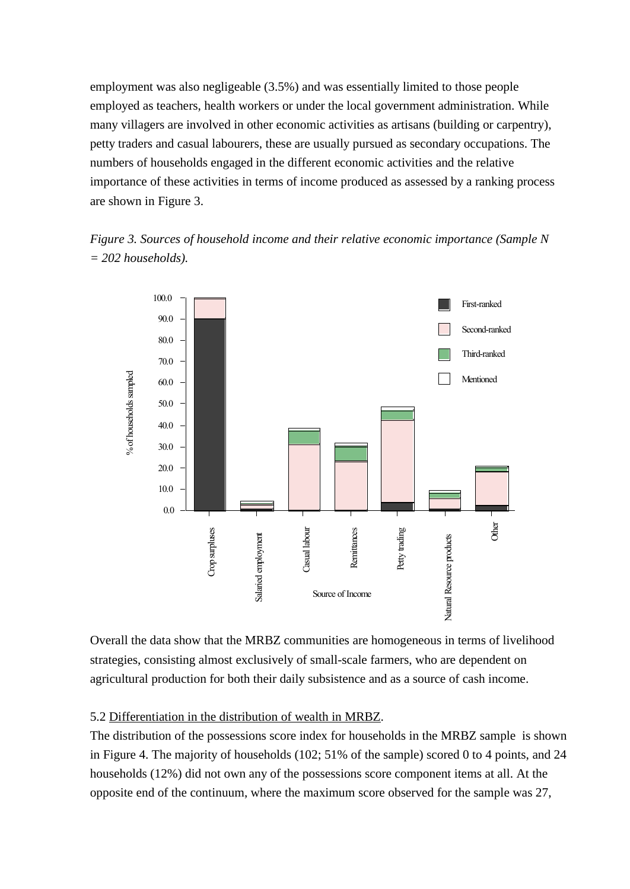employment was also negligeable (3.5%) and was essentially limited to those people employed as teachers, health workers or under the local government administration. While many villagers are involved in other economic activities as artisans (building or carpentry), petty traders and casual labourers, these are usually pursued as secondary occupations. The numbers of households engaged in the different economic activities and the relative importance of these activities in terms of income produced as assessed by a ranking process are shown in Figure 3.

*Figure 3. Sources of household income and their relative economic importance (Sample N = 202 households).*

Overall the data show that the MRBZ communities are homogeneous in terms of livelihood strategies, consisting almost exclusively of small-scale farmers, who are dependent on agricultural production for both their daily subsistence and as a source of cash income.

5.2 Differentiation in the distribution of wealth in MRBZ.

The distribution of the possessions score index for households in the MRBZ sample is shown in Figure 4. The majority of households (102; 51% of the sample) scored 0 to 4 points, and 24 households (12%) did not own any of the possessions score component items at all. At the opposite end of the continuum, where the maximum score observed for the sample was 27,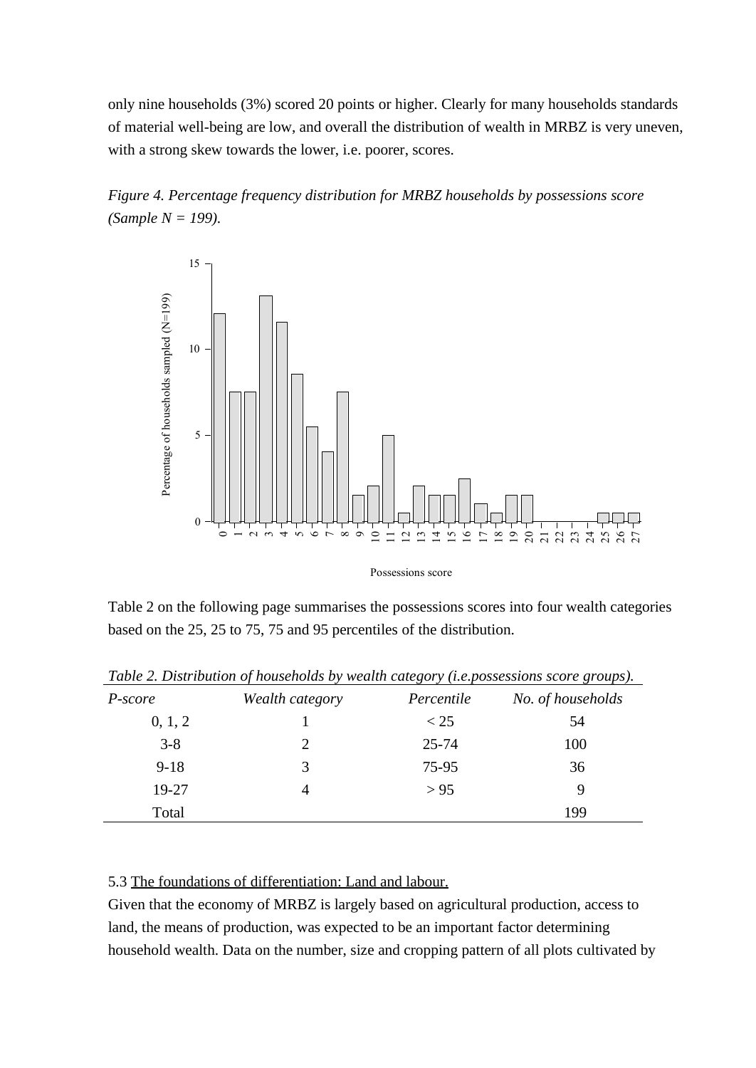only nine households (3%) scored 20 points or higher. Clearly for many households standards of material well-being are low, and overall the distribution of wealth in MRBZ is very uneven, with a strong skew towards the lower, i.e. poorer, scores.

*Figure 4. Percentage frequency distribution for MRBZ households by possessions score (Sample N = 199).*

Table 2 on the following page summarises the possessions scores into four wealth categories based on the 25, 25 to 75, 75 and 95 percentiles of the distribution.

*Table 2. Distribution of households by wealth category (i.e.possessions score groups).*

| *P-score* | *Wealth category* | *Percentile* | *No. of households* |
|---|---|---|---|
| 0, 1, 2 | 1 | < 25 | 54 |
| 3-8 | 2 | 25-74 | 100 |
| 9-18 | 3 | 75-95 | 36 |
| 19-27 | 4 | > 95 | 9 |
| Total | | | 199 |

5.3 The foundations of differentiation: Land and labour.

Given that the economy of MRBZ is largely based on agricultural production, access to land, the means of production, was expected to be an important factor determining household wealth. Data on the number, size and cropping pattern of all plots cultivated by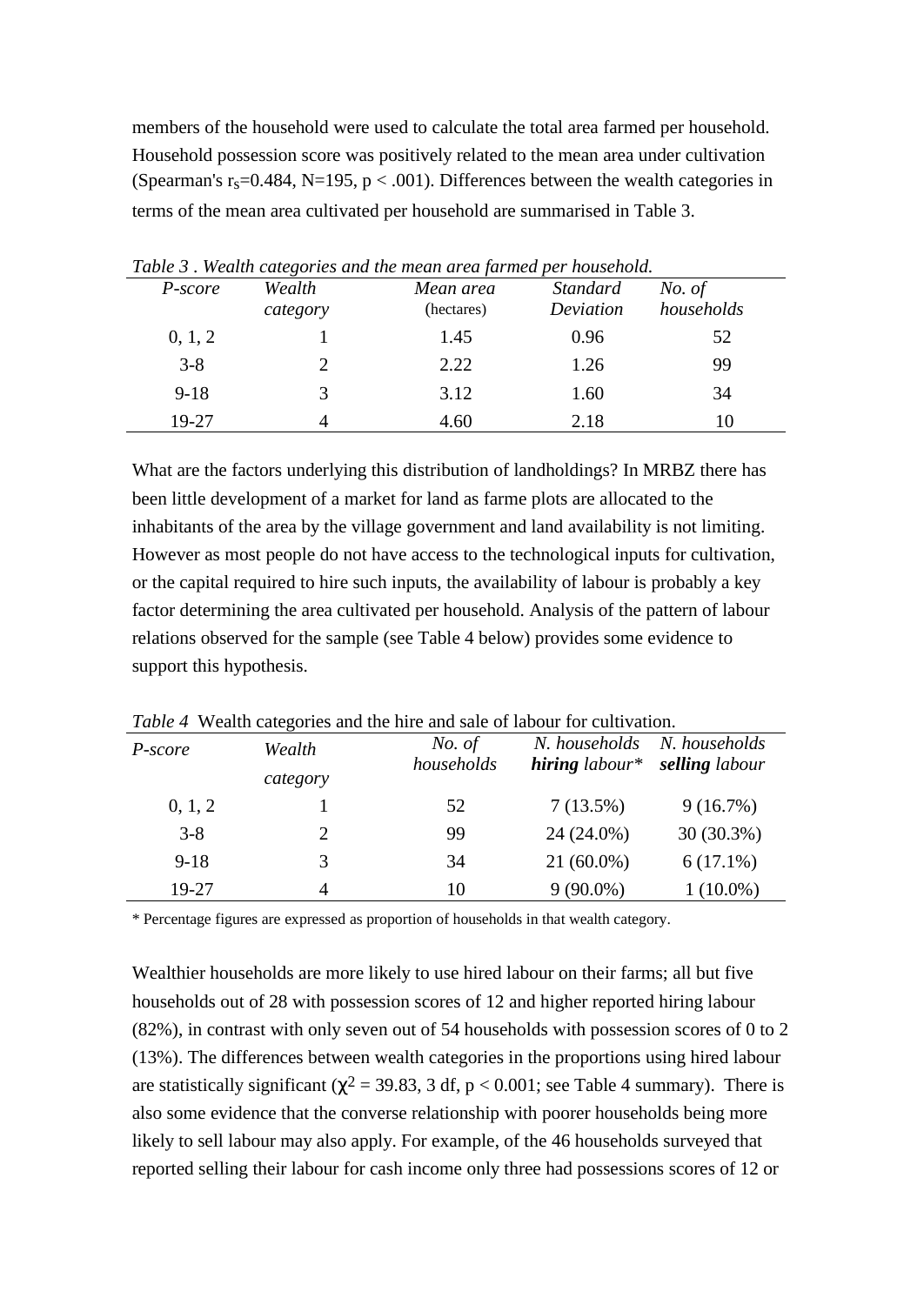members of the household were used to calculate the total area farmed per household. Household possession score was positively related to the mean area under cultivation (Spearman's $r_s$=0.484, N=195, $p < .001$). Differences between the wealth categories in terms of the mean area cultivated per household are summarised in Table 3.

*Table 3 . Wealth categories and the mean area farmed per household.*

| *P-score* | *Wealth category* | *Mean area* (hectares) | *Standard Deviation* | *No. of households* |
|---|---|---|---|---|
| 0, 1, 2 | 1 | 1.45 | 0.96 | 52 |
| 3-8 | 2 | 2.22 | 1.26 | 99 |
| 9-18 | 3 | 3.12 | 1.60 | 34 |
| 19-27 | 4 | 4.60 | 2.18 | 10 |

What are the factors underlying this distribution of landholdings? In MRBZ there has been little development of a market for land as farme plots are allocated to the inhabitants of the area by the village government and land availability is not limiting. However as most people do not have access to the technological inputs for cultivation, or the capital required to hire such inputs, the availability of labour is probably a key factor determining the area cultivated per household. Analysis of the pattern of labour relations observed for the sample (see Table 4 below) provides some evidence to support this hypothesis.

*Table 4* Wealth categories and the hire and sale of labour for cultivation.

| *P-score* | *Wealth category* | *No. of households* | *N. households **hiring** labour** | *N. households **selling** labour* |
|---|---|---|---|---|
| 0, 1, 2 | 1 | 52 | 7 (13.5%) | 9 (16.7%) |
| 3-8 | 2 | 99 | 24 (24.0%) | 30 (30.3%) |
| 9-18 | 3 | 34 | 21 (60.0%) | 6 (17.1%) |
| 19-27 | 4 | 10 | 9 (90.0%) | 1 (10.0%) |

\* Percentage figures are expressed as proportion of households in that wealth category.

Wealthier households are more likely to use hired labour on their farms; all but five households out of 28 with possession scores of 12 and higher reported hiring labour (82%), in contrast with only seven out of 54 households with possession scores of 0 to 2 (13%). The differences between wealth categories in the proportions using hired labour are statistically significant ($\chi^2 = 39.83$, 3 df, $p < 0.001$; see Table 4 summary). There is also some evidence that the converse relationship with poorer households being more likely to sell labour may also apply. For example, of the 46 households surveyed that reported selling their labour for cash income only three had possessions scores of 12 or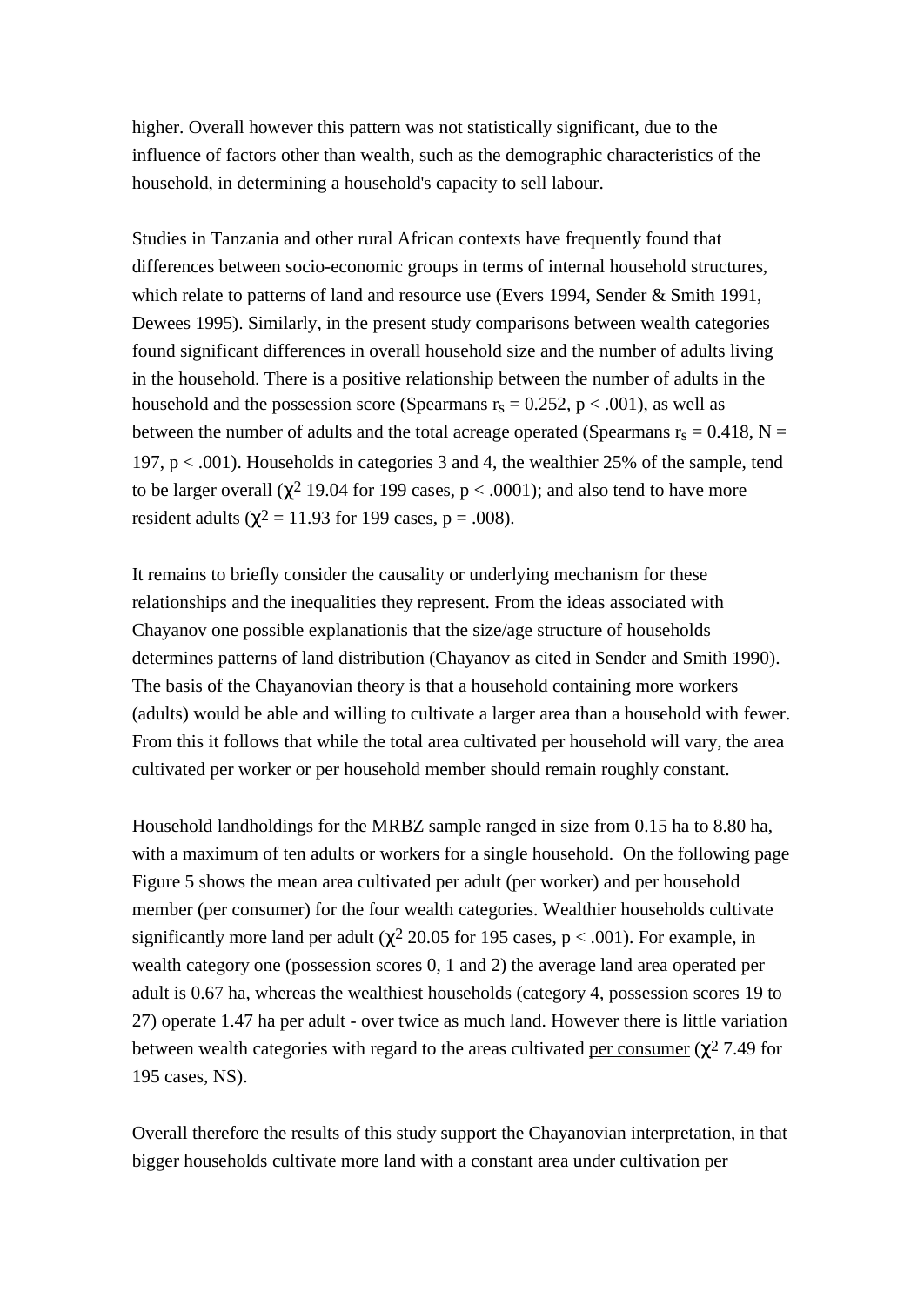higher. Overall however this pattern was not statistically significant, due to the influence of factors other than wealth, such as the demographic characteristics of the household, in determining a household's capacity to sell labour.

Studies in Tanzania and other rural African contexts have frequently found that differences between socio-economic groups in terms of internal household structures, which relate to patterns of land and resource use (Evers 1994, Sender & Smith 1991, Dewees 1995). Similarly, in the present study comparisons between wealth categories found significant differences in overall household size and the number of adults living in the household. There is a positive relationship between the number of adults in the household and the possession score (Spearmans $r_s = 0.252$, $p < .001$), as well as between the number of adults and the total acreage operated (Spearmans $r_s = 0.418$, $N = 197$, $p < .001$). Households in categories 3 and 4, the wealthier 25% of the sample, tend to be larger overall ($\chi^2$ 19.04 for 199 cases, $p < .0001$); and also tend to have more resident adults ($\chi^2 = 11.93$ for 199 cases, $p = .008$).

It remains to briefly consider the causality or underlying mechanism for these relationships and the inequalities they represent. From the ideas associated with Chayanov one possible explanationis that the size/age structure of households determines patterns of land distribution (Chayanov as cited in Sender and Smith 1990). The basis of the Chayanovian theory is that a household containing more workers (adults) would be able and willing to cultivate a larger area than a household with fewer. From this it follows that while the total area cultivated per household will vary, the area cultivated per worker or per household member should remain roughly constant.

Household landholdings for the MRBZ sample ranged in size from 0.15 ha to 8.80 ha, with a maximum of ten adults or workers for a single household. On the following page Figure 5 shows the mean area cultivated per adult (per worker) and per household member (per consumer) for the four wealth categories. Wealthier households cultivate significantly more land per adult ($\chi^2$ 20.05 for 195 cases, $p < .001$). For example, in wealth category one (possession scores 0, 1 and 2) the average land area operated per adult is 0.67 ha, whereas the wealthiest households (category 4, possession scores 19 to 27) operate 1.47 ha per adult - over twice as much land. However there is little variation between wealth categories with regard to the areas cultivated per consumer ($\chi^2$ 7.49 for 195 cases, NS).

Overall therefore the results of this study support the Chayanovian interpretation, in that bigger households cultivate more land with a constant area under cultivation per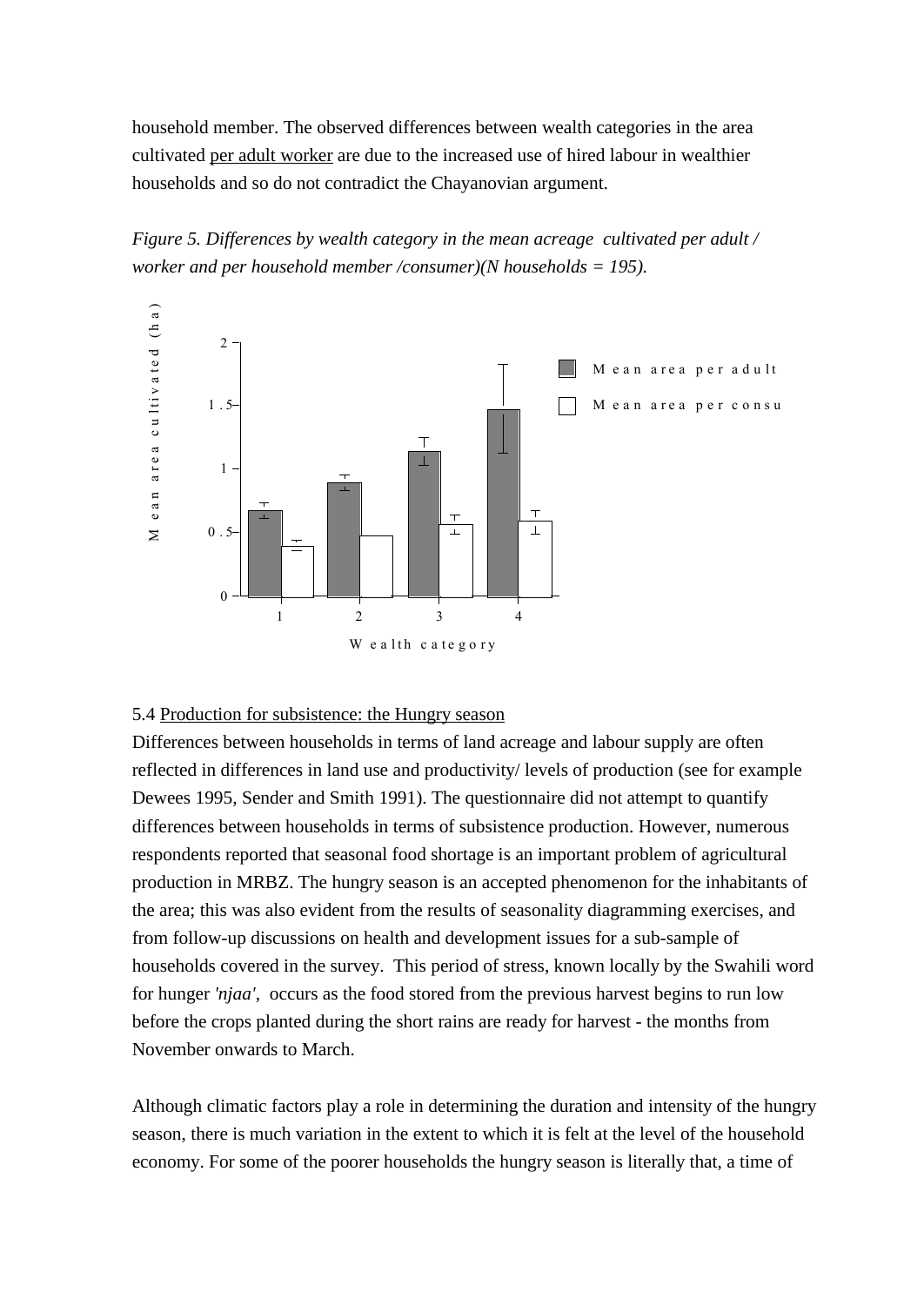household member. The observed differences between wealth categories in the area cultivated per adult worker are due to the increased use of hired labour in wealthier households and so do not contradict the Chayanovian argument.

*Figure 5. Differences by wealth category in the mean acreage cultivated per adult / worker and per household member /consumer)(N households = 195).*

5.4 Production for subsistence: the Hungry season

Differences between households in terms of land acreage and labour supply are often reflected in differences in land use and productivity/ levels of production (see for example Dewees 1995, Sender and Smith 1991). The questionnaire did not attempt to quantify differences between households in terms of subsistence production. However, numerous respondents reported that seasonal food shortage is an important problem of agricultural production in MRBZ. The hungry season is an accepted phenomenon for the inhabitants of the area; this was also evident from the results of seasonality diagramming exercises, and from follow-up discussions on health and development issues for a sub-sample of households covered in the survey. This period of stress, known locally by the Swahili word for hunger *'njaa'*, occurs as the food stored from the previous harvest begins to run low before the crops planted during the short rains are ready for harvest - the months from November onwards to March.

Although climatic factors play a role in determining the duration and intensity of the hungry season, there is much variation in the extent to which it is felt at the level of the household economy. For some of the poorer households the hungry season is literally that, a time of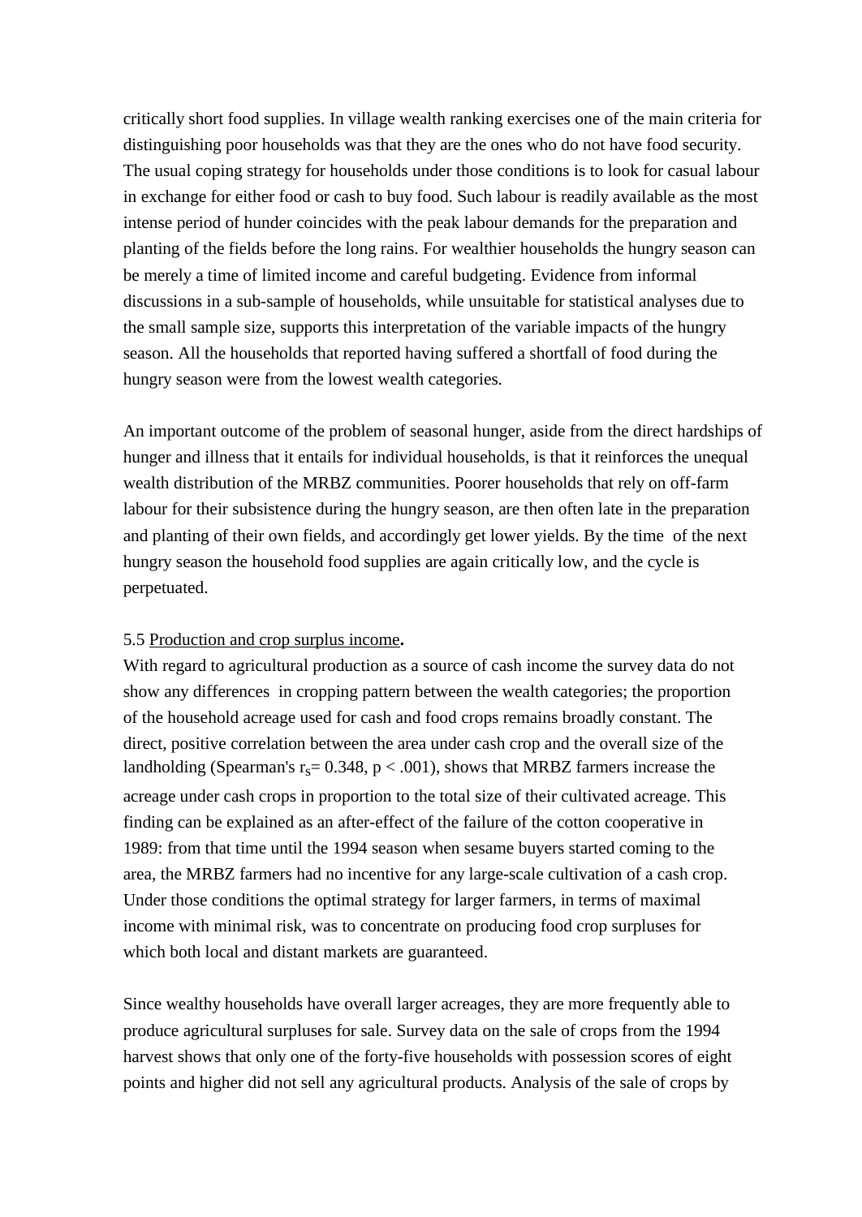critically short food supplies. In village wealth ranking exercises one of the main criteria for distinguishing poor households was that they are the ones who do not have food security. The usual coping strategy for households under those conditions is to look for casual labour in exchange for either food or cash to buy food. Such labour is readily available as the most intense period of hunder coincides with the peak labour demands for the preparation and planting of the fields before the long rains. For wealthier households the hungry season can be merely a time of limited income and careful budgeting. Evidence from informal discussions in a sub-sample of households, while unsuitable for statistical analyses due to the small sample size, supports this interpretation of the variable impacts of the hungry season. All the households that reported having suffered a shortfall of food during the hungry season were from the lowest wealth categories.

An important outcome of the problem of seasonal hunger, aside from the direct hardships of hunger and illness that it entails for individual households, is that it reinforces the unequal wealth distribution of the MRBZ communities. Poorer households that rely on off-farm labour for their subsistence during the hungry season, are then often late in the preparation and planting of their own fields, and accordingly get lower yields. By the time of the next hungry season the household food supplies are again critically low, and the cycle is perpetuated.

5.5 Production and crop surplus income**.**

With regard to agricultural production as a source of cash income the survey data do not show any differences in cropping pattern between the wealth categories; the proportion of the household acreage used for cash and food crops remains broadly constant. The direct, positive correlation between the area under cash crop and the overall size of the landholding (Spearman's $r_s = 0.348$, $p < .001$), shows that MRBZ farmers increase the acreage under cash crops in proportion to the total size of their cultivated acreage. This finding can be explained as an after-effect of the failure of the cotton cooperative in 1989: from that time until the 1994 season when sesame buyers started coming to the area, the MRBZ farmers had no incentive for any large-scale cultivation of a cash crop. Under those conditions the optimal strategy for larger farmers, in terms of maximal income with minimal risk, was to concentrate on producing food crop surpluses for which both local and distant markets are guaranteed.

Since wealthy households have overall larger acreages, they are more frequently able to produce agricultural surpluses for sale. Survey data on the sale of crops from the 1994 harvest shows that only one of the forty-five households with possession scores of eight points and higher did not sell any agricultural products. Analysis of the sale of crops by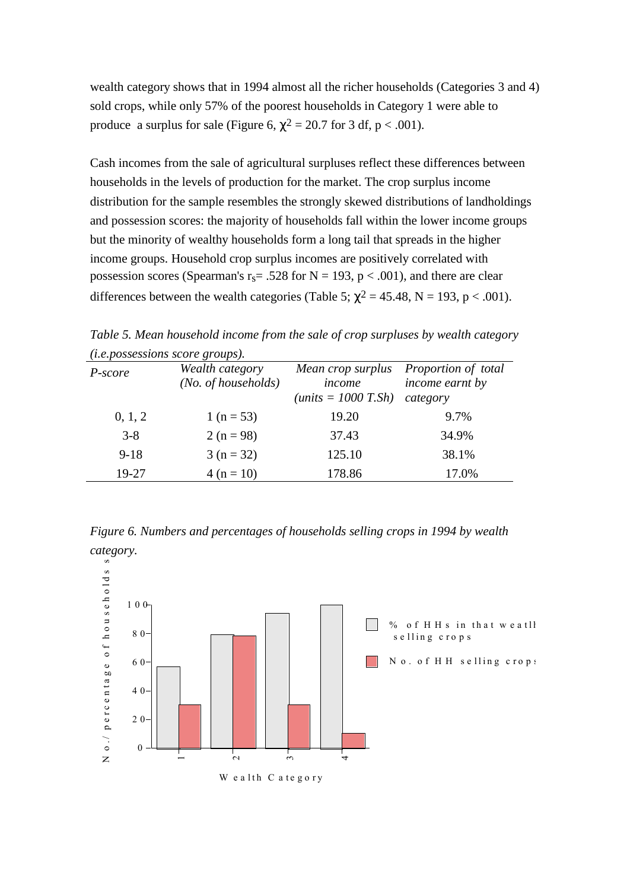wealth category shows that in 1994 almost all the richer households (Categories 3 and 4) sold crops, while only 57% of the poorest households in Category 1 were able to produce a surplus for sale (Figure 6, $\chi^2 = 20.7$ for 3 df, $p < .001$).

Cash incomes from the sale of agricultural surpluses reflect these differences between households in the levels of production for the market. The crop surplus income distribution for the sample resembles the strongly skewed distributions of landholdings and possession scores: the majority of households fall within the lower income groups but the minority of wealthy households form a long tail that spreads in the higher income groups. Household crop surplus incomes are positively correlated with possession scores (Spearman's $r_s = .528$ for $N = 193$, $p < .001$), and there are clear differences between the wealth categories (Table 5; $\chi^2 = 45.48$, $N = 193$, $p < .001$).

*Table 5. Mean household income from the sale of crop surpluses by wealth category (i.e.possessions score groups).*

| *P-score* | *Wealth category (No. of households)* | *Mean crop surplus income (units = 1000 T.Sh)* | *Proportion of total income earnt by category* |
|---|---|---|---|
| 0, 1, 2 | 1 (n = 53) | 19.20 | 9.7% |
| 3-8 | 2 (n = 98) | 37.43 | 34.9% |
| 9-18 | 3 (n = 32) | 125.10 | 38.1% |
| 19-27 | 4 (n = 10) | 178.86 | 17.0% |

*Figure 6. Numbers and percentages of households selling crops in 1994 by wealth category.*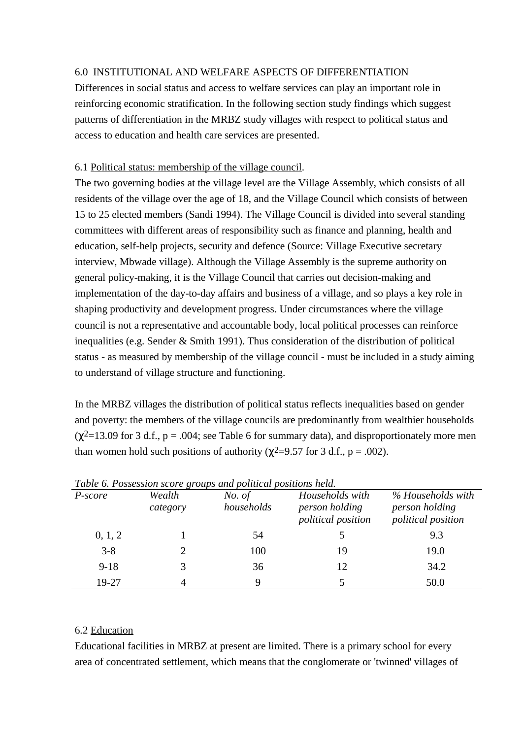## 6.0 INSTITUTIONAL AND WELFARE ASPECTS OF DIFFERENTIATION

Differences in social status and access to welfare services can play an important role in reinforcing economic stratification. In the following section study findings which suggest patterns of differentiation in the MRBZ study villages with respect to political status and access to education and health care services are presented.

### 6.1 Political status: membership of the village council.

The two governing bodies at the village level are the Village Assembly, which consists of all residents of the village over the age of 18, and the Village Council which consists of between 15 to 25 elected members (Sandi 1994). The Village Council is divided into several standing committees with different areas of responsibility such as finance and planning, health and education, self-help projects, security and defence (Source: Village Executive secretary interview, Mbwade village). Although the Village Assembly is the supreme authority on general policy-making, it is the Village Council that carries out decision-making and implementation of the day-to-day affairs and business of a village, and so plays a key role in shaping productivity and development progress. Under circumstances where the village council is not a representative and accountable body, local political processes can reinforce inequalities (e.g. Sender & Smith 1991). Thus consideration of the distribution of political status - as measured by membership of the village council - must be included in a study aiming to understand of village structure and functioning.

In the MRBZ villages the distribution of political status reflects inequalities based on gender and poverty: the members of the village councils are predominantly from wealthier households ($\chi^2$=13.09 for 3 d.f., p = .004; see Table 6 for summary data), and disproportionately more men than women hold such positions of authority ($\chi^2$=9.57 for 3 d.f., p = .002).

*Table 6. Possession score groups and political positions held.*

| *P-score* | *Wealth category* | *No. of households* | *Households with person holding political position* | *% Households with person holding political position* |
|---|---|---|---|---|
| 0, 1, 2 | 1 | 54 | 5 | 9.3 |
| 3-8 | 2 | 100 | 19 | 19.0 |
| 9-18 | 3 | 36 | 12 | 34.2 |
| 19-27 | 4 | 9 | 5 | 50.0 |

### 6.2 Education

Educational facilities in MRBZ at present are limited. There is a primary school for every area of concentrated settlement, which means that the conglomerate or 'twinned' villages of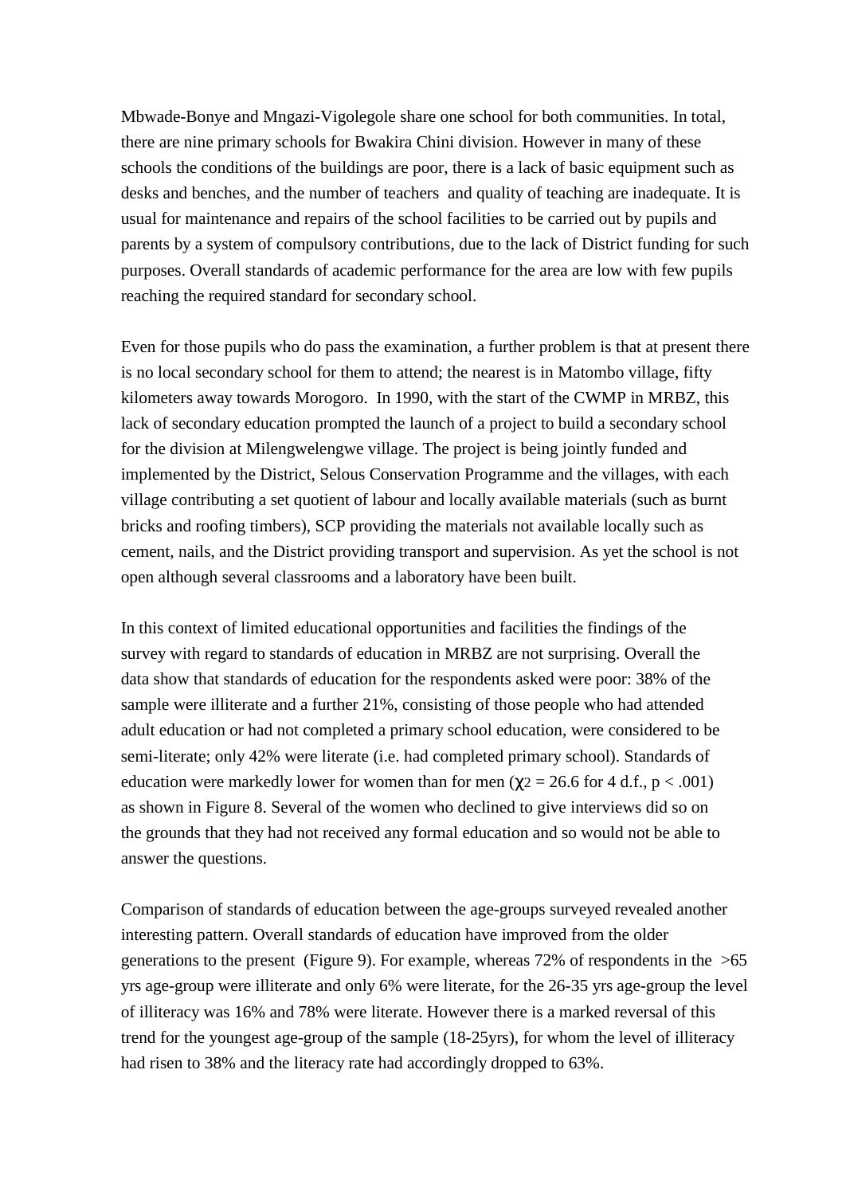Mbwade-Bonye and Mngazi-Vigolegole share one school for both communities. In total, there are nine primary schools for Bwakira Chini division. However in many of these schools the conditions of the buildings are poor, there is a lack of basic equipment such as desks and benches, and the number of teachers and quality of teaching are inadequate. It is usual for maintenance and repairs of the school facilities to be carried out by pupils and parents by a system of compulsory contributions, due to the lack of District funding for such purposes. Overall standards of academic performance for the area are low with few pupils reaching the required standard for secondary school.

Even for those pupils who do pass the examination, a further problem is that at present there is no local secondary school for them to attend; the nearest is in Matombo village, fifty kilometers away towards Morogoro. In 1990, with the start of the CWMP in MRBZ, this lack of secondary education prompted the launch of a project to build a secondary school for the division at Milengwelengwe village. The project is being jointly funded and implemented by the District, Selous Conservation Programme and the villages, with each village contributing a set quotient of labour and locally available materials (such as burnt bricks and roofing timbers), SCP providing the materials not available locally such as cement, nails, and the District providing transport and supervision. As yet the school is not open although several classrooms and a laboratory have been built.

In this context of limited educational opportunities and facilities the findings of the survey with regard to standards of education in MRBZ are not surprising. Overall the data show that standards of education for the respondents asked were poor: 38% of the sample were illiterate and a further 21%, consisting of those people who had attended adult education or had not completed a primary school education, were considered to be semi-literate; only 42% were literate (i.e. had completed primary school). Standards of education were markedly lower for women than for men ($\chi^2 = 26.6$ for 4 d.f., $p < .001$) as shown in Figure 8. Several of the women who declined to give interviews did so on the grounds that they had not received any formal education and so would not be able to answer the questions.

Comparison of standards of education between the age-groups surveyed revealed another interesting pattern. Overall standards of education have improved from the older generations to the present (Figure 9). For example, whereas 72% of respondents in the >65 yrs age-group were illiterate and only 6% were literate, for the 26-35 yrs age-group the level of illiteracy was 16% and 78% were literate. However there is a marked reversal of this trend for the youngest age-group of the sample (18-25yrs), for whom the level of illiteracy had risen to 38% and the literacy rate had accordingly dropped to 63%.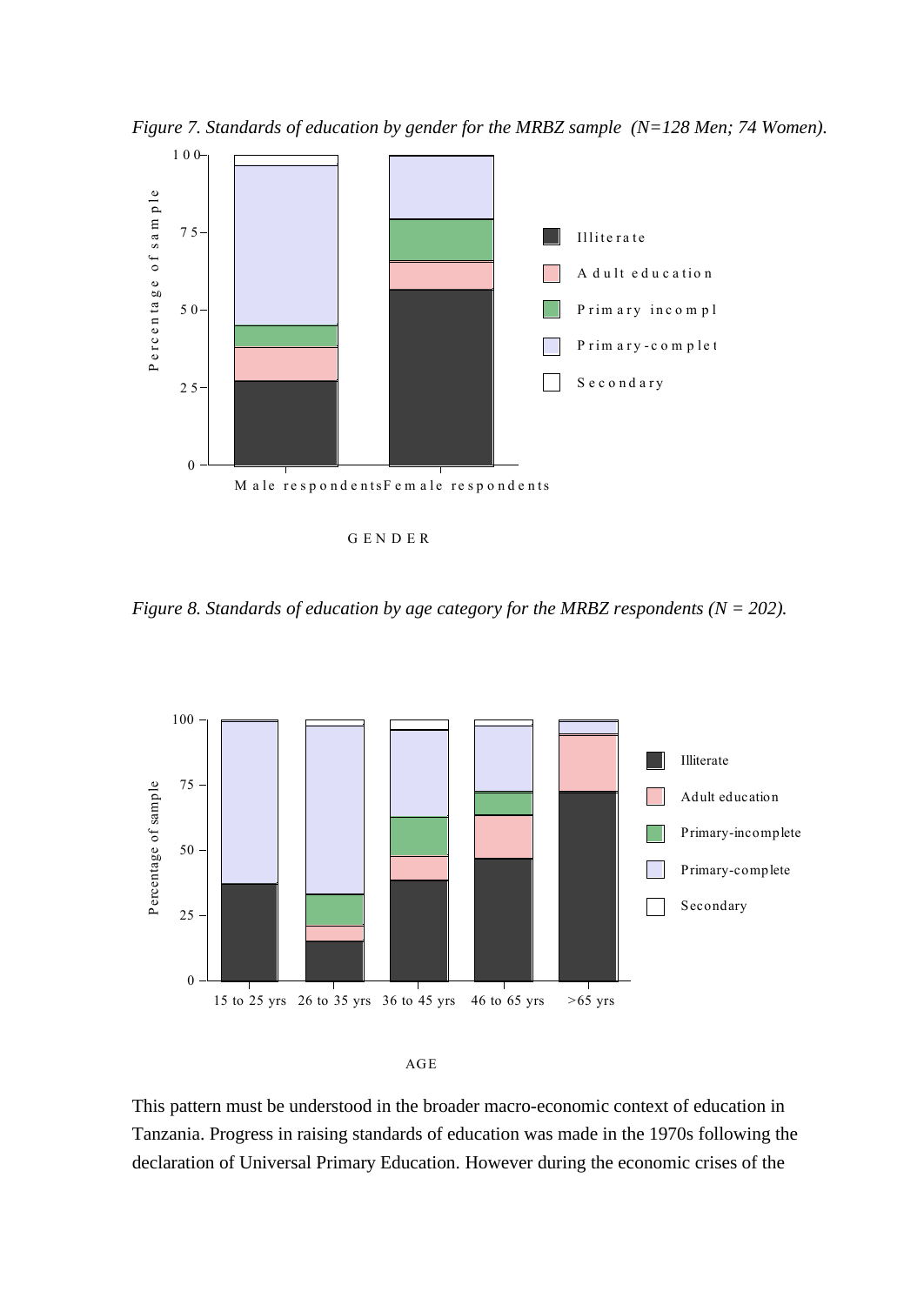*Figure 7. Standards of education by gender for the MRBZ sample  (N=128 Men; 74 Women).*

*Figure 8. Standards of education by age category for the MRBZ respondents (N = 202).*

This pattern must be understood in the broader macro-economic context of education in Tanzania. Progress in raising standards of education was made in the 1970s following the declaration of Universal Primary Education. However during the economic crises of the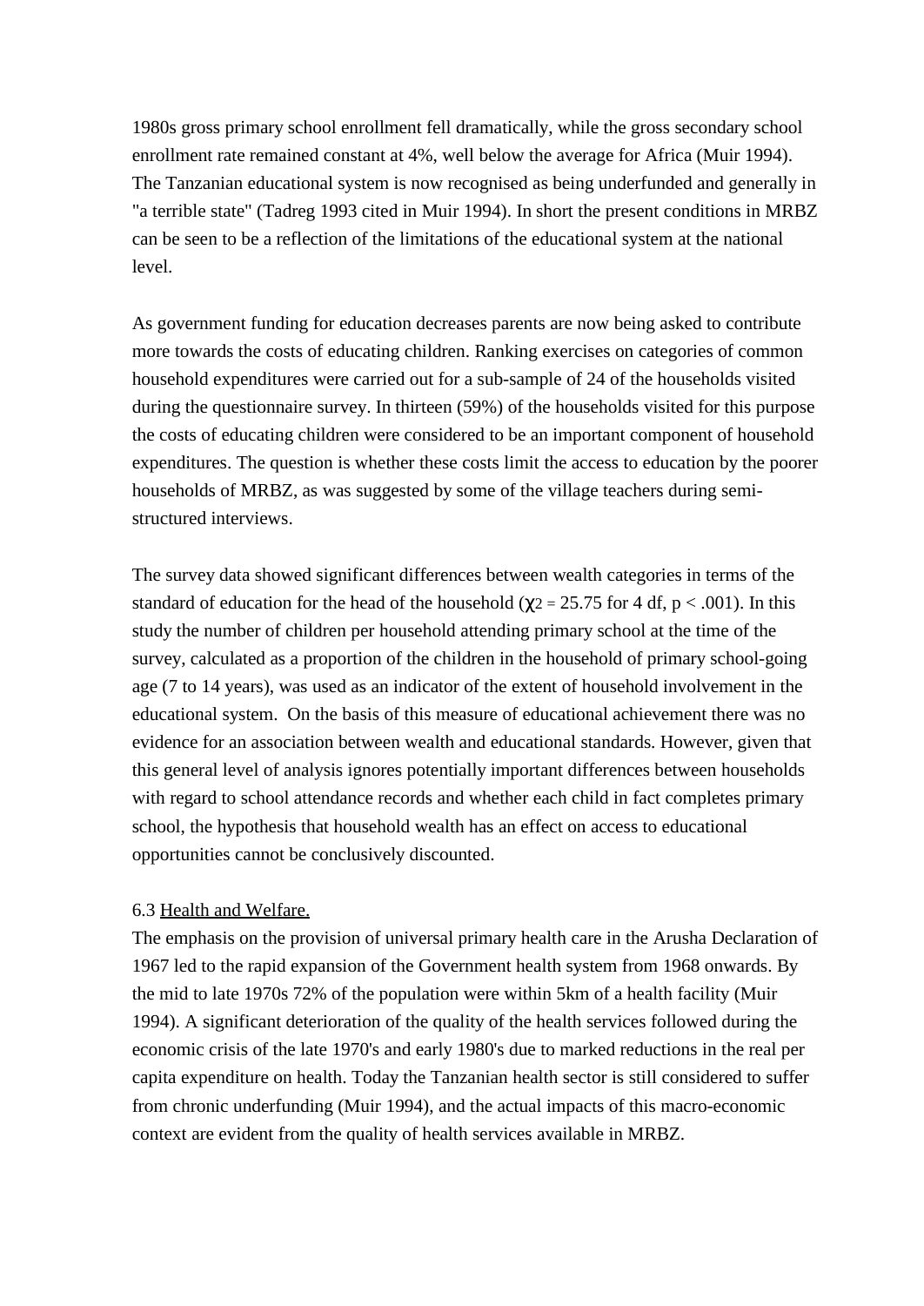1980s gross primary school enrollment fell dramatically, while the gross secondary school enrollment rate remained constant at 4%, well below the average for Africa (Muir 1994). The Tanzanian educational system is now recognised as being underfunded and generally in "a terrible state" (Tadreg 1993 cited in Muir 1994). In short the present conditions in MRBZ can be seen to be a reflection of the limitations of the educational system at the national level.

As government funding for education decreases parents are now being asked to contribute more towards the costs of educating children. Ranking exercises on categories of common household expenditures were carried out for a sub-sample of 24 of the households visited during the questionnaire survey. In thirteen (59%) of the households visited for this purpose the costs of educating children were considered to be an important component of household expenditures. The question is whether these costs limit the access to education by the poorer households of MRBZ, as was suggested by some of the village teachers during semi-structured interviews.

The survey data showed significant differences between wealth categories in terms of the standard of education for the head of the household ($\chi^2 = 25.75$ for 4 df, $p < .001$). In this study the number of children per household attending primary school at the time of the survey, calculated as a proportion of the children in the household of primary school-going age (7 to 14 years), was used as an indicator of the extent of household involvement in the educational system. On the basis of this measure of educational achievement there was no evidence for an association between wealth and educational standards. However, given that this general level of analysis ignores potentially important differences between households with regard to school attendance records and whether each child in fact completes primary school, the hypothesis that household wealth has an effect on access to educational opportunities cannot be conclusively discounted.

6.3 Health and Welfare.

The emphasis on the provision of universal primary health care in the Arusha Declaration of 1967 led to the rapid expansion of the Government health system from 1968 onwards. By the mid to late 1970s 72% of the population were within 5km of a health facility (Muir 1994). A significant deterioration of the quality of the health services followed during the economic crisis of the late 1970's and early 1980's due to marked reductions in the real per capita expenditure on health. Today the Tanzanian health sector is still considered to suffer from chronic underfunding (Muir 1994), and the actual impacts of this macro-economic context are evident from the quality of health services available in MRBZ.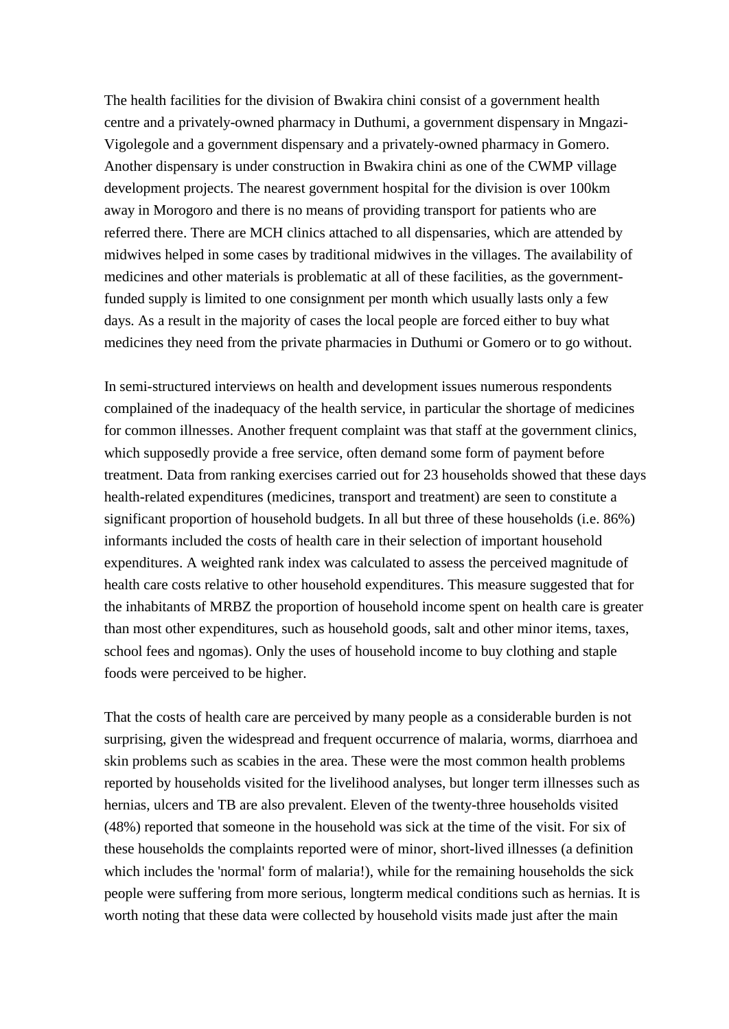The health facilities for the division of Bwakira chini consist of a government health centre and a privately-owned pharmacy in Duthumi, a government dispensary in Mngazi-Vigolegole and a government dispensary and a privately-owned pharmacy in Gomero. Another dispensary is under construction in Bwakira chini as one of the CWMP village development projects. The nearest government hospital for the division is over 100km away in Morogoro and there is no means of providing transport for patients who are referred there. There are MCH clinics attached to all dispensaries, which are attended by midwives helped in some cases by traditional midwives in the villages. The availability of medicines and other materials is problematic at all of these facilities, as the government-funded supply is limited to one consignment per month which usually lasts only a few days. As a result in the majority of cases the local people are forced either to buy what medicines they need from the private pharmacies in Duthumi or Gomero or to go without.

In semi-structured interviews on health and development issues numerous respondents complained of the inadequacy of the health service, in particular the shortage of medicines for common illnesses. Another frequent complaint was that staff at the government clinics, which supposedly provide a free service, often demand some form of payment before treatment. Data from ranking exercises carried out for 23 households showed that these days health-related expenditures (medicines, transport and treatment) are seen to constitute a significant proportion of household budgets. In all but three of these households (i.e. 86%) informants included the costs of health care in their selection of important household expenditures. A weighted rank index was calculated to assess the perceived magnitude of health care costs relative to other household expenditures. This measure suggested that for the inhabitants of MRBZ the proportion of household income spent on health care is greater than most other expenditures, such as household goods, salt and other minor items, taxes, school fees and ngomas). Only the uses of household income to buy clothing and staple foods were perceived to be higher.

That the costs of health care are perceived by many people as a considerable burden is not surprising, given the widespread and frequent occurrence of malaria, worms, diarrhoea and skin problems such as scabies in the area. These were the most common health problems reported by households visited for the livelihood analyses, but longer term illnesses such as hernias, ulcers and TB are also prevalent. Eleven of the twenty-three households visited (48%) reported that someone in the household was sick at the time of the visit. For six of these households the complaints reported were of minor, short-lived illnesses (a definition which includes the 'normal' form of malaria!), while for the remaining households the sick people were suffering from more serious, longterm medical conditions such as hernias. It is worth noting that these data were collected by household visits made just after the main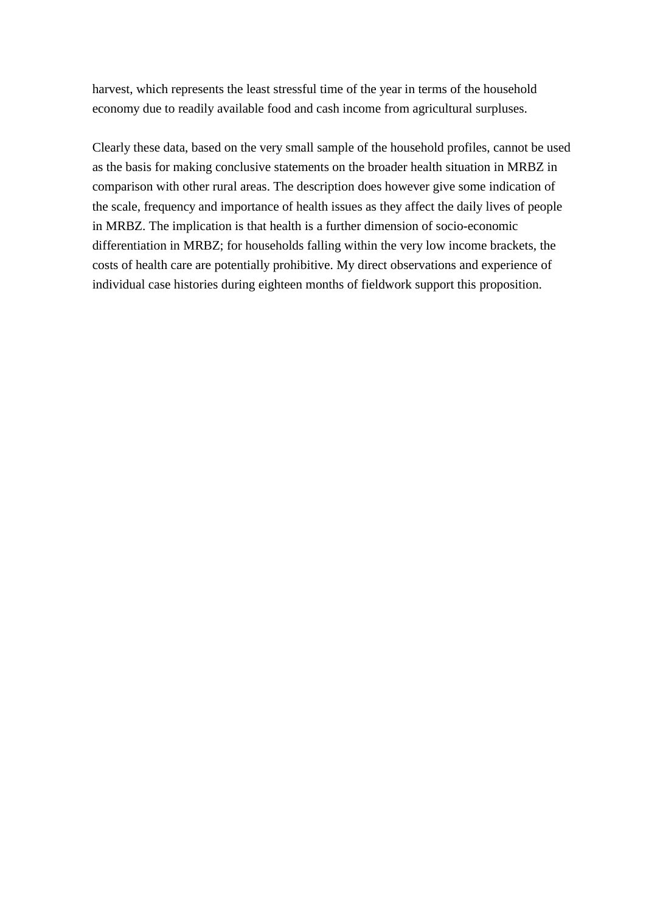harvest, which represents the least stressful time of the year in terms of the household economy due to readily available food and cash income from agricultural surpluses.

Clearly these data, based on the very small sample of the household profiles, cannot be used as the basis for making conclusive statements on the broader health situation in MRBZ in comparison with other rural areas. The description does however give some indication of the scale, frequency and importance of health issues as they affect the daily lives of people in MRBZ. The implication is that health is a further dimension of socio-economic differentiation in MRBZ; for households falling within the very low income brackets, the costs of health care are potentially prohibitive. My direct observations and experience of individual case histories during eighteen months of fieldwork support this proposition.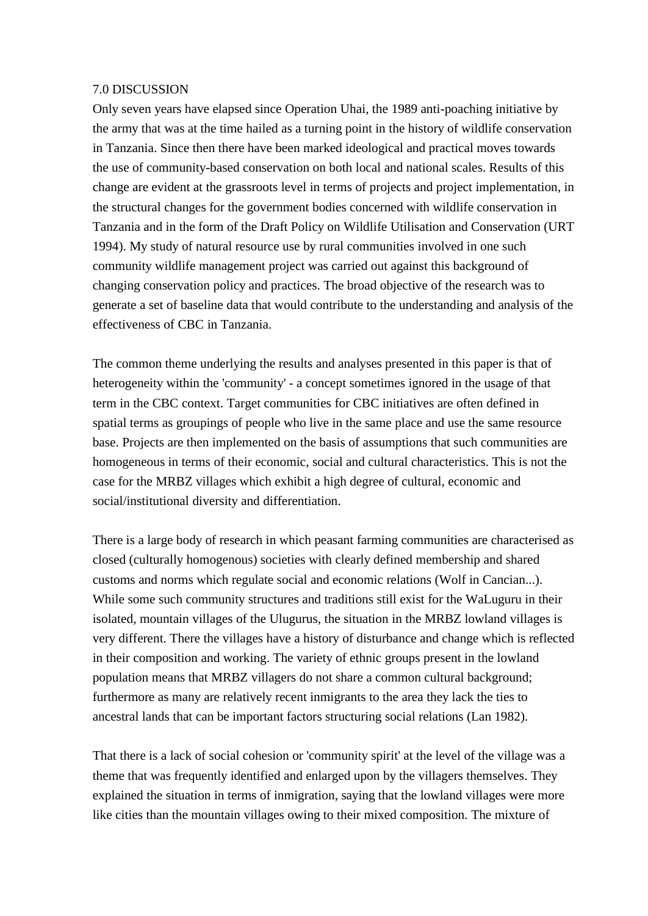## 7.0 DISCUSSION

Only seven years have elapsed since Operation Uhai, the 1989 anti-poaching initiative by the army that was at the time hailed as a turning point in the history of wildlife conservation in Tanzania. Since then there have been marked ideological and practical moves towards the use of community-based conservation on both local and national scales. Results of this change are evident at the grassroots level in terms of projects and project implementation, in the structural changes for the government bodies concerned with wildlife conservation in Tanzania and in the form of the Draft Policy on Wildlife Utilisation and Conservation (URT 1994). My study of natural resource use by rural communities involved in one such community wildlife management project was carried out against this background of changing conservation policy and practices. The broad objective of the research was to generate a set of baseline data that would contribute to the understanding and analysis of the effectiveness of CBC in Tanzania.

The common theme underlying the results and analyses presented in this paper is that of heterogeneity within the 'community' - a concept sometimes ignored in the usage of that term in the CBC context. Target communities for CBC initiatives are often defined in spatial terms as groupings of people who live in the same place and use the same resource base. Projects are then implemented on the basis of assumptions that such communities are homogeneous in terms of their economic, social and cultural characteristics. This is not the case for the MRBZ villages which exhibit a high degree of cultural, economic and social/institutional diversity and differentiation.

There is a large body of research in which peasant farming communities are characterised as closed (culturally homogenous) societies with clearly defined membership and shared customs and norms which regulate social and economic relations (Wolf in Cancian...). While some such community structures and traditions still exist for the WaLuguru in their isolated, mountain villages of the Ulugurus, the situation in the MRBZ lowland villages is very different. There the villages have a history of disturbance and change which is reflected in their composition and working. The variety of ethnic groups present in the lowland population means that MRBZ villagers do not share a common cultural background; furthermore as many are relatively recent inmigrants to the area they lack the ties to ancestral lands that can be important factors structuring social relations (Lan 1982).

That there is a lack of social cohesion or 'community spirit' at the level of the village was a theme that was frequently identified and enlarged upon by the villagers themselves. They explained the situation in terms of inmigration, saying that the lowland villages were more like cities than the mountain villages owing to their mixed composition. The mixture of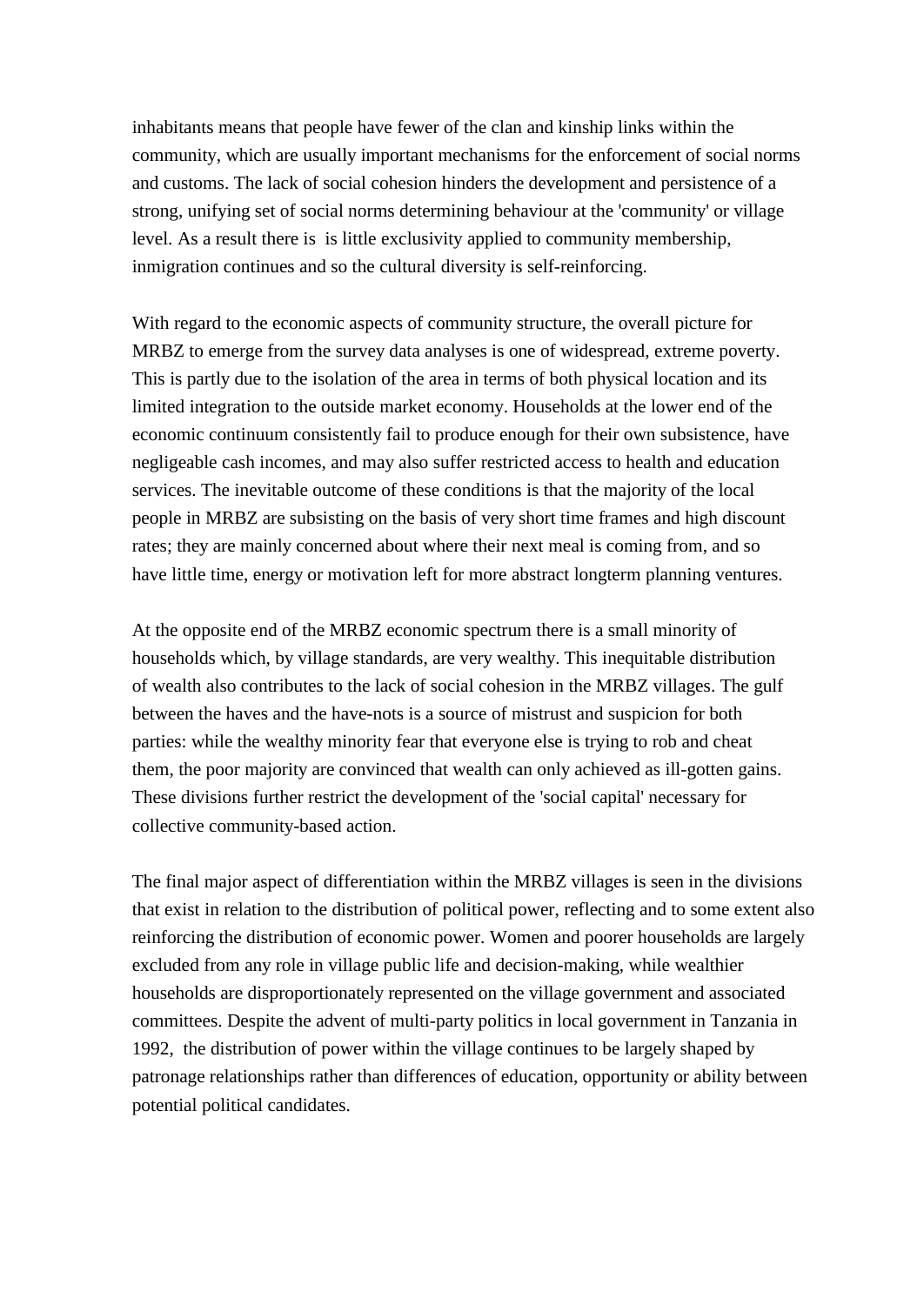inhabitants means that people have fewer of the clan and kinship links within the community, which are usually important mechanisms for the enforcement of social norms and customs. The lack of social cohesion hinders the development and persistence of a strong, unifying set of social norms determining behaviour at the 'community' or village level. As a result there is  is little exclusivity applied to community membership, inmigration continues and so the cultural diversity is self-reinforcing.

With regard to the economic aspects of community structure, the overall picture for MRBZ to emerge from the survey data analyses is one of widespread, extreme poverty. This is partly due to the isolation of the area in terms of both physical location and its limited integration to the outside market economy. Households at the lower end of the economic continuum consistently fail to produce enough for their own subsistence, have negligeable cash incomes, and may also suffer restricted access to health and education services. The inevitable outcome of these conditions is that the majority of the local people in MRBZ are subsisting on the basis of very short time frames and high discount rates; they are mainly concerned about where their next meal is coming from, and so have little time, energy or motivation left for more abstract longterm planning ventures.

At the opposite end of the MRBZ economic spectrum there is a small minority of households which, by village standards, are very wealthy. This inequitable distribution of wealth also contributes to the lack of social cohesion in the MRBZ villages. The gulf between the haves and the have-nots is a source of mistrust and suspicion for both parties: while the wealthy minority fear that everyone else is trying to rob and cheat them, the poor majority are convinced that wealth can only achieved as ill-gotten gains. These divisions further restrict the development of the 'social capital' necessary for collective community-based action.

The final major aspect of differentiation within the MRBZ villages is seen in the divisions that exist in relation to the distribution of political power, reflecting and to some extent also reinforcing the distribution of economic power. Women and poorer households are largely excluded from any role in village public life and decision-making, while wealthier households are disproportionately represented on the village government and associated committees. Despite the advent of multi-party politics in local government in Tanzania in 1992,  the distribution of power within the village continues to be largely shaped by patronage relationships rather than differences of education, opportunity or ability between potential political candidates.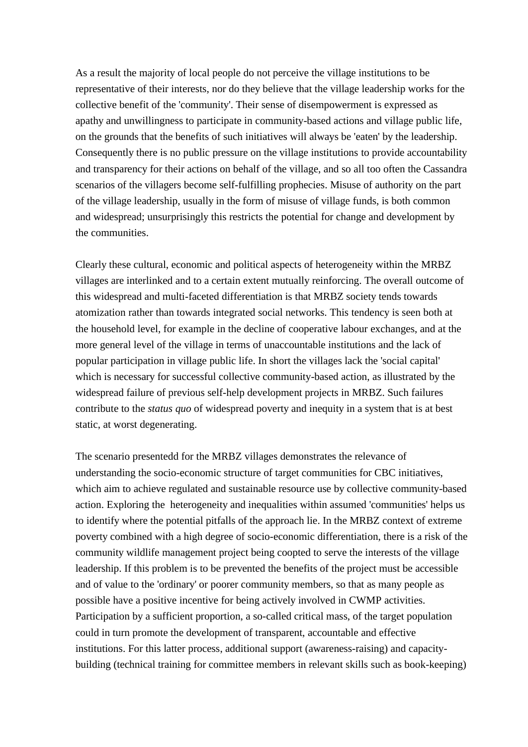As a result the majority of local people do not perceive the village institutions to be representative of their interests, nor do they believe that the village leadership works for the collective benefit of the 'community'. Their sense of disempowerment is expressed as apathy and unwillingness to participate in community-based actions and village public life, on the grounds that the benefits of such initiatives will always be 'eaten' by the leadership. Consequently there is no public pressure on the village institutions to provide accountability and transparency for their actions on behalf of the village, and so all too often the Cassandra scenarios of the villagers become self-fulfilling prophecies. Misuse of authority on the part of the village leadership, usually in the form of misuse of village funds, is both common and widespread; unsurprisingly this restricts the potential for change and development by the communities.

Clearly these cultural, economic and political aspects of heterogeneity within the MRBZ villages are interlinked and to a certain extent mutually reinforcing. The overall outcome of this widespread and multi-faceted differentiation is that MRBZ society tends towards atomization rather than towards integrated social networks. This tendency is seen both at the household level, for example in the decline of cooperative labour exchanges, and at the more general level of the village in terms of unaccountable institutions and the lack of popular participation in village public life. In short the villages lack the 'social capital' which is necessary for successful collective community-based action, as illustrated by the widespread failure of previous self-help development projects in MRBZ. Such failures contribute to the *status quo* of widespread poverty and inequity in a system that is at best static, at worst degenerating.

The scenario presentedd for the MRBZ villages demonstrates the relevance of understanding the socio-economic structure of target communities for CBC initiatives, which aim to achieve regulated and sustainable resource use by collective community-based action. Exploring the heterogeneity and inequalities within assumed 'communities' helps us to identify where the potential pitfalls of the approach lie. In the MRBZ context of extreme poverty combined with a high degree of socio-economic differentiation, there is a risk of the community wildlife management project being coopted to serve the interests of the village leadership. If this problem is to be prevented the benefits of the project must be accessible and of value to the 'ordinary' or poorer community members, so that as many people as possible have a positive incentive for being actively involved in CWMP activities. Participation by a sufficient proportion, a so-called critical mass, of the target population could in turn promote the development of transparent, accountable and effective institutions. For this latter process, additional support (awareness-raising) and capacity-building (technical training for committee members in relevant skills such as book-keeping)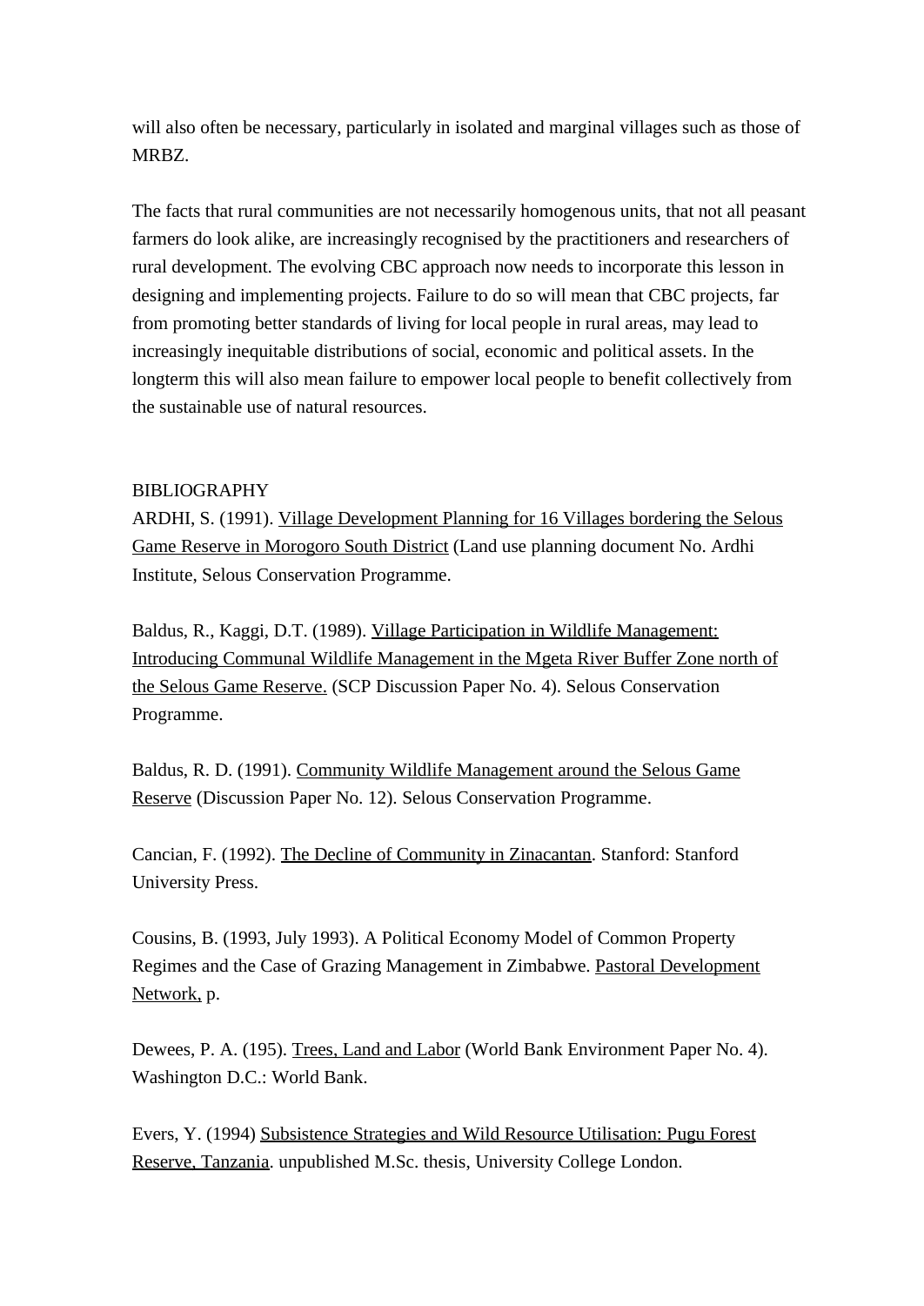will also often be necessary, particularly in isolated and marginal villages such as those of MRBZ.

The facts that rural communities are not necessarily homogenous units, that not all peasant farmers do look alike, are increasingly recognised by the practitioners and researchers of rural development. The evolving CBC approach now needs to incorporate this lesson in designing and implementing projects. Failure to do so will mean that CBC projects, far from promoting better standards of living for local people in rural areas, may lead to increasingly inequitable distributions of social, economic and political assets. In the longterm this will also mean failure to empower local people to benefit collectively from the sustainable use of natural resources.

## BIBLIOGRAPHY

ARDHI, S. (1991). Village Development Planning for 16 Villages bordering the Selous Game Reserve in Morogoro South District (Land use planning document No. Ardhi Institute, Selous Conservation Programme.

Baldus, R., Kaggi, D.T. (1989). Village Participation in Wildlife Management: Introducing Communal Wildlife Management in the Mgeta River Buffer Zone north of the Selous Game Reserve. (SCP Discussion Paper No. 4). Selous Conservation Programme.

Baldus, R. D. (1991). Community Wildlife Management around the Selous Game Reserve (Discussion Paper No. 12). Selous Conservation Programme.

Cancian, F. (1992). The Decline of Community in Zinacantan. Stanford: Stanford University Press.

Cousins, B. (1993, July 1993). A Political Economy Model of Common Property Regimes and the Case of Grazing Management in Zimbabwe. Pastoral Development Network, p.

Dewees, P. A. (195). Trees, Land and Labor (World Bank Environment Paper No. 4). Washington D.C.: World Bank.

Evers, Y. (1994) Subsistence Strategies and Wild Resource Utilisation: Pugu Forest Reserve, Tanzania. unpublished M.Sc. thesis, University College London.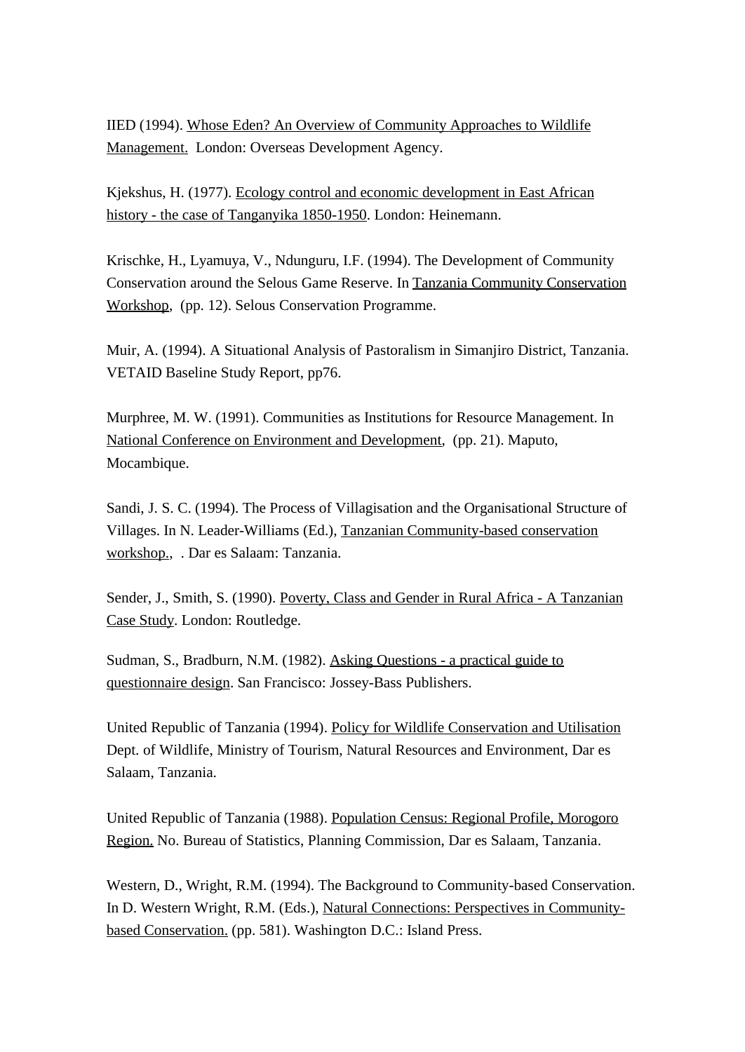IIED (1994). Whose Eden? An Overview of Community Approaches to Wildlife Management. London: Overseas Development Agency.

Kjekshus, H. (1977). Ecology control and economic development in East African history - the case of Tanganyika 1850-1950. London: Heinemann.

Krischke, H., Lyamuya, V., Ndunguru, I.F. (1994). The Development of Community Conservation around the Selous Game Reserve. In Tanzania Community Conservation Workshop, (pp. 12). Selous Conservation Programme.

Muir, A. (1994). A Situational Analysis of Pastoralism in Simanjiro District, Tanzania. VETAID Baseline Study Report, pp76.

Murphree, M. W. (1991). Communities as Institutions for Resource Management. In National Conference on Environment and Development, (pp. 21). Maputo, Mocambique.

Sandi, J. S. C. (1994). The Process of Villagisation and the Organisational Structure of Villages. In N. Leader-Williams (Ed.), Tanzanian Community-based conservation workshop., . Dar es Salaam: Tanzania.

Sender, J., Smith, S. (1990). Poverty, Class and Gender in Rural Africa - A Tanzanian Case Study. London: Routledge.

Sudman, S., Bradburn, N.M. (1982). Asking Questions - a practical guide to questionnaire design. San Francisco: Jossey-Bass Publishers.

United Republic of Tanzania (1994). Policy for Wildlife Conservation and Utilisation Dept. of Wildlife, Ministry of Tourism, Natural Resources and Environment, Dar es Salaam, Tanzania.

United Republic of Tanzania (1988). Population Census: Regional Profile, Morogoro Region. No. Bureau of Statistics, Planning Commission, Dar es Salaam, Tanzania.

Western, D., Wright, R.M. (1994). The Background to Community-based Conservation. In D. Western Wright, R.M. (Eds.), Natural Connections: Perspectives in Community-based Conservation. (pp. 581). Washington D.C.: Island Press.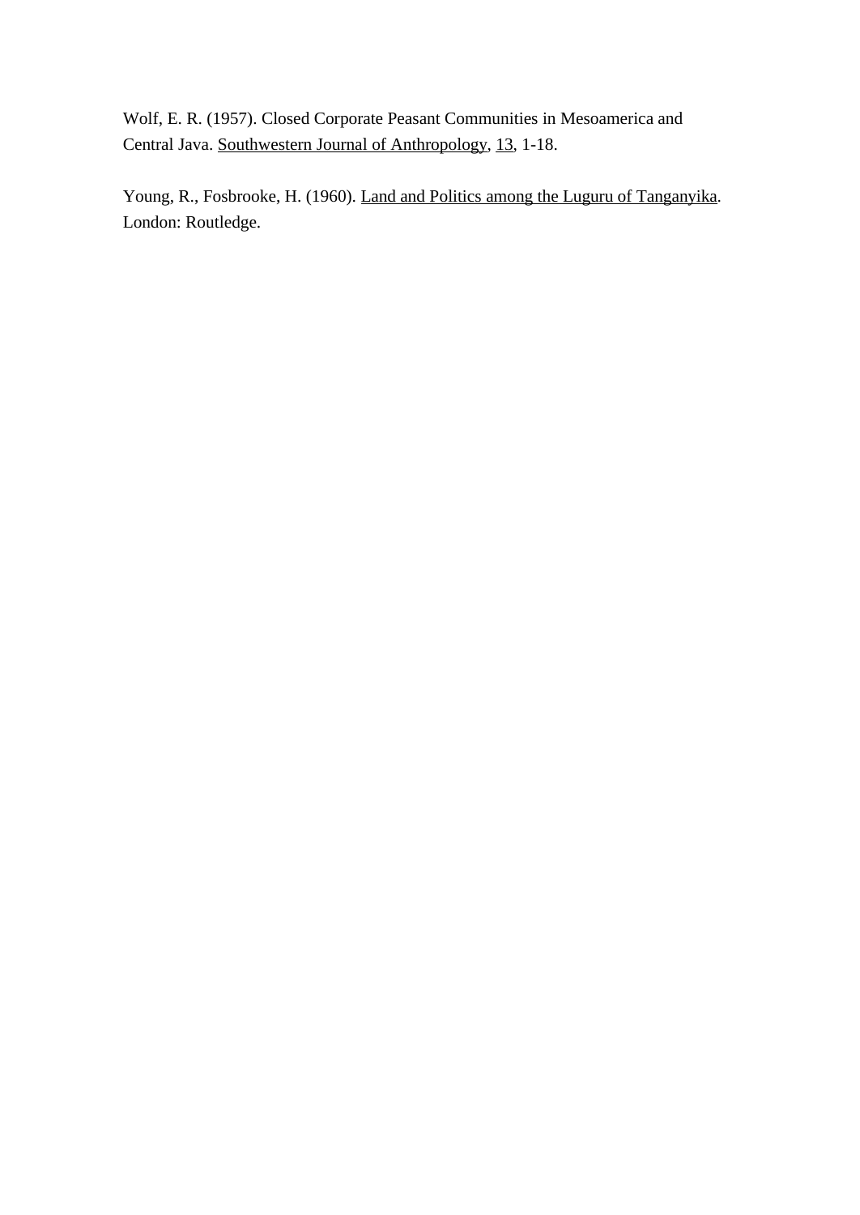Wolf, E. R. (1957). Closed Corporate Peasant Communities in Mesoamerica and Central Java. Southwestern Journal of Anthropology, 13, 1-18.

Young, R., Fosbrooke, H. (1960). Land and Politics among the Luguru of Tanganyika. London: Routledge.